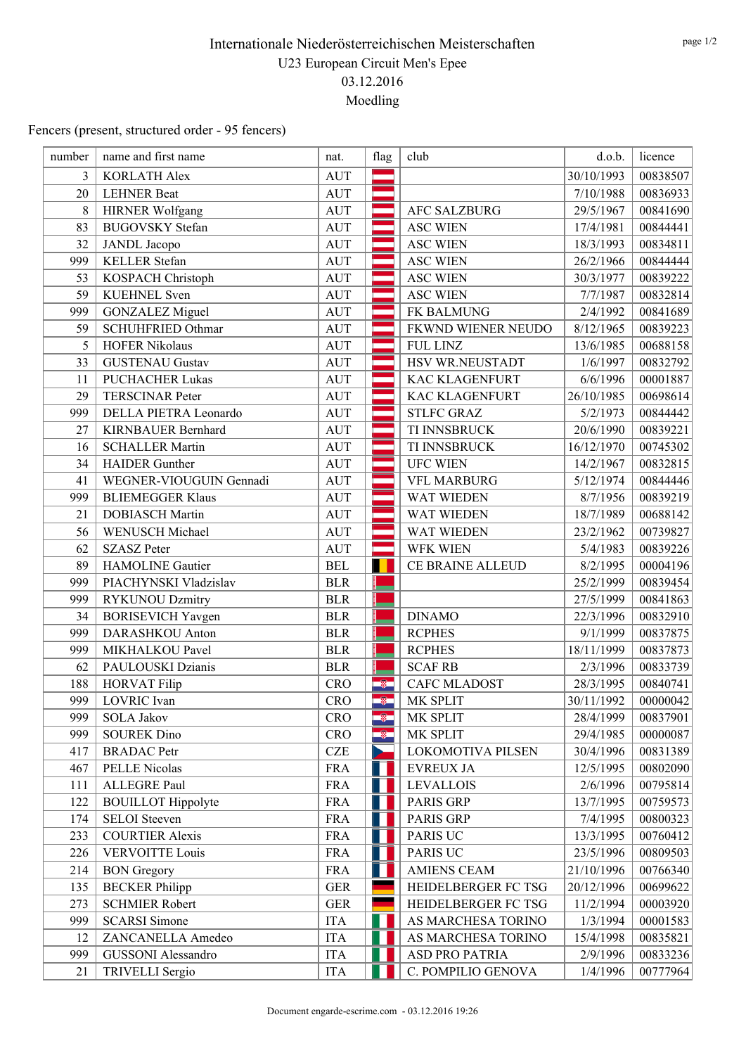# Internationale Niederösterreichischen Meisterschaften

## U23 European Circuit Men's Epee

## 03.12.2016

## Moedling

Fencers (present, structured order - 95 fencers)

| number | name and first name | nat. | flag | club | d.o.b. | licence |
|---|---|---|---|---|---|---|
| 3 | KORLATH Alex | AUT | | | 30/10/1993 | 00838507 |
| 20 | LEHNER Beat | AUT | | | 7/10/1988 | 00836933 |
| 8 | HIRNER Wolfgang | AUT | | AFC SALZBURG | 29/5/1967 | 00841690 |
| 83 | BUGOVSKY Stefan | AUT | | ASC WIEN | 17/4/1981 | 00844441 |
| 32 | JANDL Jacopo | AUT | | ASC WIEN | 18/3/1993 | 00834811 |
| 999 | KELLER Stefan | AUT | | ASC WIEN | 26/2/1966 | 00844444 |
| 53 | KOSPACH Christoph | AUT | | ASC WIEN | 30/3/1977 | 00839222 |
| 59 | KUEHNEL Sven | AUT | | ASC WIEN | 7/7/1987 | 00832814 |
| 999 | GONZALEZ Miguel | AUT | | FK BALMUNG | 2/4/1992 | 00841689 |
| 59 | SCHUHFRIED Othmar | AUT | | FKWND WIENER NEUDO | 8/12/1965 | 00839223 |
| 5 | HOFER Nikolaus | AUT | | FUL LINZ | 13/6/1985 | 00688158 |
| 33 | GUSTENAU Gustav | AUT | | HSV WR.NEUSTADT | 1/6/1997 | 00832792 |
| 11 | PUCHACHER Lukas | AUT | | KAC KLAGENFURT | 6/6/1996 | 00001887 |
| 29 | TERSCINAR Peter | AUT | | KAC KLAGENFURT | 26/10/1985 | 00698614 |
| 999 | DELLA PIETRA Leonardo | AUT | | STLFC GRAZ | 5/2/1973 | 00844442 |
| 27 | KIRNBAUER Bernhard | AUT | | TI INNSBRUCK | 20/6/1990 | 00839221 |
| 16 | SCHALLER Martin | AUT | | TI INNSBRUCK | 16/12/1970 | 00745302 |
| 34 | HAIDER Gunther | AUT | | UFC WIEN | 14/2/1967 | 00832815 |
| 41 | WEGNER-VIOUGUIN Gennadi | AUT | | VFL MARBURG | 5/12/1974 | 00844446 |
| 999 | BLIEMEGGER Klaus | AUT | | WAT WIEDEN | 8/7/1956 | 00839219 |
| 21 | DOBIASCH Martin | AUT | | WAT WIEDEN | 18/7/1989 | 00688142 |
| 56 | WENUSCH Michael | AUT | | WAT WIEDEN | 23/2/1962 | 00739827 |
| 62 | SZASZ Peter | AUT | | WFK WIEN | 5/4/1983 | 00839226 |
| 89 | HAMOLINE Gautier | BEL | | CE BRAINE ALLEUD | 8/2/1995 | 00004196 |
| 999 | PIACHYNSKI Vladzislav | BLR | | | 25/2/1999 | 00839454 |
| 999 | RYKUNOU Dzmitry | BLR | | | 27/5/1999 | 00841863 |
| 34 | BORISEVICH Yavgen | BLR | | DINAMO | 22/3/1996 | 00832910 |
| 999 | DARASHKOU Anton | BLR | | RCPHES | 9/1/1999 | 00837875 |
| 999 | MIKHALKOU Pavel | BLR | | RCPHES | 18/11/1999 | 00837873 |
| 62 | PAULOUSKI Dzianis | BLR | | SCAF RB | 2/3/1996 | 00833739 |
| 188 | HORVAT Filip | CRO | | CAFC MLADOST | 28/3/1995 | 00840741 |
| 999 | LOVRIC Ivan | CRO | | MK SPLIT | 30/11/1992 | 00000042 |
| 999 | SOLA Jakov | CRO | | MK SPLIT | 28/4/1999 | 00837901 |
| 999 | SOUREK Dino | CRO | | MK SPLIT | 29/4/1985 | 00000087 |
| 417 | BRADAC Petr | CZE | | LOKOMOTIVA PILSEN | 30/4/1996 | 00831389 |
| 467 | PELLE Nicolas | FRA | | EVREUX JA | 12/5/1995 | 00802090 |
| 111 | ALLEGRE Paul | FRA | | LEVALLOIS | 2/6/1996 | 00795814 |
| 122 | BOUILLOT Hippolyte | FRA | | PARIS GRP | 13/7/1995 | 00759573 |
| 174 | SELOI Steeven | FRA | | PARIS GRP | 7/4/1995 | 00800323 |
| 233 | COURTIER Alexis | FRA | | PARIS UC | 13/3/1995 | 00760412 |
| 226 | VERVOITTE Louis | FRA | | PARIS UC | 23/5/1996 | 00809503 |
| 214 | BON Gregory | FRA | | AMIENS CEAM | 21/10/1996 | 00766340 |
| 135 | BECKER Philipp | GER | | HEIDELBERGER FC TSG | 20/12/1996 | 00699622 |
| 273 | SCHMIER Robert | GER | | HEIDELBERGER FC TSG | 11/2/1994 | 00003920 |
| 999 | SCARSI Simone | ITA | | AS MARCHESA TORINO | 1/3/1994 | 00001583 |
| 12 | ZANCANELLA Amedeo | ITA | | AS MARCHESA TORINO | 15/4/1998 | 00835821 |
| 999 | GUSSONI Alessandro | ITA | | ASD PRO PATRIA | 2/9/1996 | 00833236 |
| 21 | TRIVELLI Sergio | ITA | | C. POMPILIO GENOVA | 1/4/1996 | 00777964 |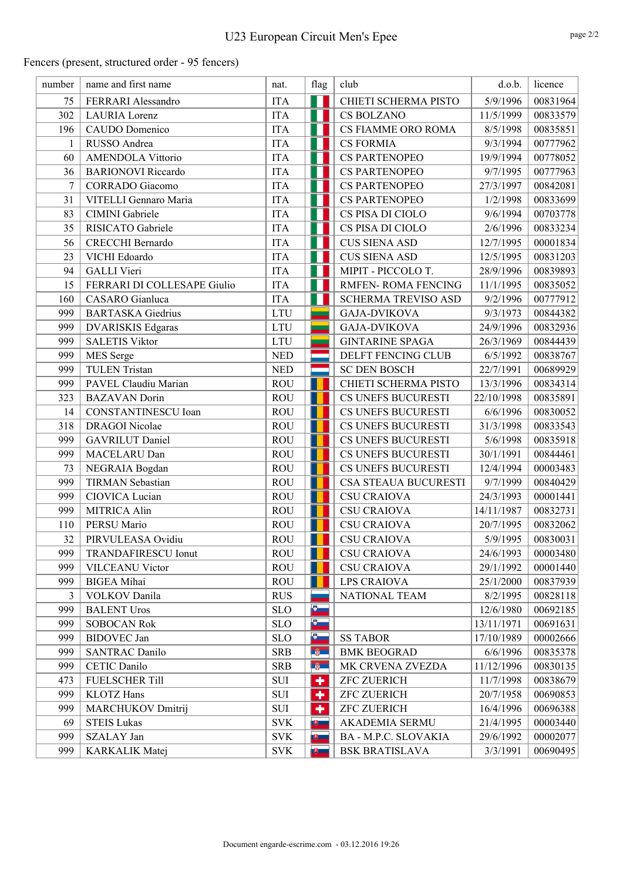# U23 European Circuit Men's Epee

Fencers (present, structured order - 95 fencers)

| number | name and first name | nat. | flag | club | d.o.b. | licence |
|---|---|---|---|---|---|---|
| 75 | FERRARI Alessandro | ITA | | CHIETI SCHERMA PISTO | 5/9/1996 | 00831964 |
| 302 | LAURIA Lorenz | ITA | | CS BOLZANO | 11/5/1999 | 00833579 |
| 196 | CAUDO Domenico | ITA | | CS FIAMME ORO ROMA | 8/5/1998 | 00835851 |
| 1 | RUSSO Andrea | ITA | | CS FORMIA | 9/3/1994 | 00777962 |
| 60 | AMENDOLA Vittorio | ITA | | CS PARTENOPEO | 19/9/1994 | 00778052 |
| 36 | BARIONOVI Riccardo | ITA | | CS PARTENOPEO | 9/7/1995 | 00777963 |
| 7 | CORRADO Giacomo | ITA | | CS PARTENOPEO | 27/3/1997 | 00842081 |
| 31 | VITELLI Gennaro Maria | ITA | | CS PARTENOPEO | 1/2/1998 | 00833699 |
| 83 | CIMINI Gabriele | ITA | | CS PISA DI CIOLO | 9/6/1994 | 00703778 |
| 35 | RISICATO Gabriele | ITA | | CS PISA DI CIOLO | 2/6/1996 | 00833234 |
| 56 | CRECCHI Bernardo | ITA | | CUS SIENA ASD | 12/7/1995 | 00001834 |
| 23 | VICHI Edoardo | ITA | | CUS SIENA ASD | 12/5/1995 | 00831203 |
| 94 | GALLI Vieri | ITA | | MIPIT - PICCOLO T. | 28/9/1996 | 00839893 |
| 15 | FERRARI DI COLLESAPE Giulio | ITA | | RMFEN- ROMA FENCING | 11/1/1995 | 00835052 |
| 160 | CASARO Gianluca | ITA | | SCHERMA TREVISO ASD | 9/2/1996 | 00777912 |
| 999 | BARTASKA Giedrius | LTU | | GAJA-DVIKOVA | 9/3/1973 | 00844382 |
| 999 | DVARISKIS Edgaras | LTU | | GAJA-DVIKOVA | 24/9/1996 | 00832936 |
| 999 | SALETIS Viktor | LTU | | GINTARINE SPAGA | 26/3/1969 | 00844439 |
| 999 | MES Serge | NED | | DELFT FENCING CLUB | 6/5/1992 | 00838767 |
| 999 | TULEN Tristan | NED | | SC DEN BOSCH | 22/7/1991 | 00689929 |
| 999 | PAVEL Claudiu Marian | ROU | | CHIETI SCHERMA PISTO | 13/3/1996 | 00834314 |
| 323 | BAZAVAN Dorin | ROU | | CS UNEFS BUCURESTI | 22/10/1998 | 00835891 |
| 14 | CONSTANTINESCU Ioan | ROU | | CS UNEFS BUCURESTI | 6/6/1996 | 00830052 |
| 318 | DRAGOI Nicolae | ROU | | CS UNEFS BUCURESTI | 31/3/1998 | 00833543 |
| 999 | GAVRILUT Daniel | ROU | | CS UNEFS BUCURESTI | 5/6/1998 | 00835918 |
| 999 | MACELARU Dan | ROU | | CS UNEFS BUCURESTI | 30/1/1991 | 00844461 |
| 73 | NEGRAIA Bogdan | ROU | | CS UNEFS BUCURESTI | 12/4/1994 | 00003483 |
| 999 | TIRMAN Sebastian | ROU | | CSA STEAUA BUCURESTI | 9/7/1999 | 00840429 |
| 999 | CIOVICA Lucian | ROU | | CSU CRAIOVA | 24/3/1993 | 00001441 |
| 999 | MITRICA Alin | ROU | | CSU CRAIOVA | 14/11/1987 | 00832731 |
| 110 | PERSU Mario | ROU | | CSU CRAIOVA | 20/7/1995 | 00832062 |
| 32 | PIRVULEASA Ovidiu | ROU | | CSU CRAIOVA | 5/9/1995 | 00830031 |
| 999 | TRANDAFIRESCU Ionut | ROU | | CSU CRAIOVA | 24/6/1993 | 00003480 |
| 999 | VILCEANU Victor | ROU | | CSU CRAIOVA | 29/1/1992 | 00001440 |
| 999 | BIGEA Mihai | ROU | | LPS CRAIOVA | 25/1/2000 | 00837939 |
| 3 | VOLKOV Danila | RUS | | NATIONAL TEAM | 8/2/1995 | 00828118 |
| 999 | BALENT Uros | SLO | | | 12/6/1980 | 00692185 |
| 999 | SOBOCAN Rok | SLO | | | 13/11/1971 | 00691631 |
| 999 | BIDOVEC Jan | SLO | | SS TABOR | 17/10/1989 | 00002666 |
| 999 | SANTRAC Danilo | SRB | | BMK BEOGRAD | 6/6/1996 | 00835378 |
| 999 | CETIC Danilo | SRB | | MK CRVENA ZVEZDA | 11/12/1996 | 00830135 |
| 473 | FUELSCHER Till | SUI | | ZFC ZUERICH | 11/7/1998 | 00838679 |
| 999 | KLOTZ Hans | SUI | | ZFC ZUERICH | 20/7/1958 | 00690853 |
| 999 | MARCHUKOV Dmitrij | SUI | | ZFC ZUERICH | 16/4/1996 | 00696388 |
| 69 | STEIS Lukas | SVK | | AKADEMIA SERMU | 21/4/1995 | 00003440 |
| 999 | SZALAY Jan | SVK | | BA - M.P.C. SLOVAKIA | 29/6/1992 | 00002077 |
| 999 | KARKALIK Matej | SVK | | BSK BRATISLAVA | 3/3/1991 | 00690495 |

Document engarde-escrime.com - 03.12.2016 19:26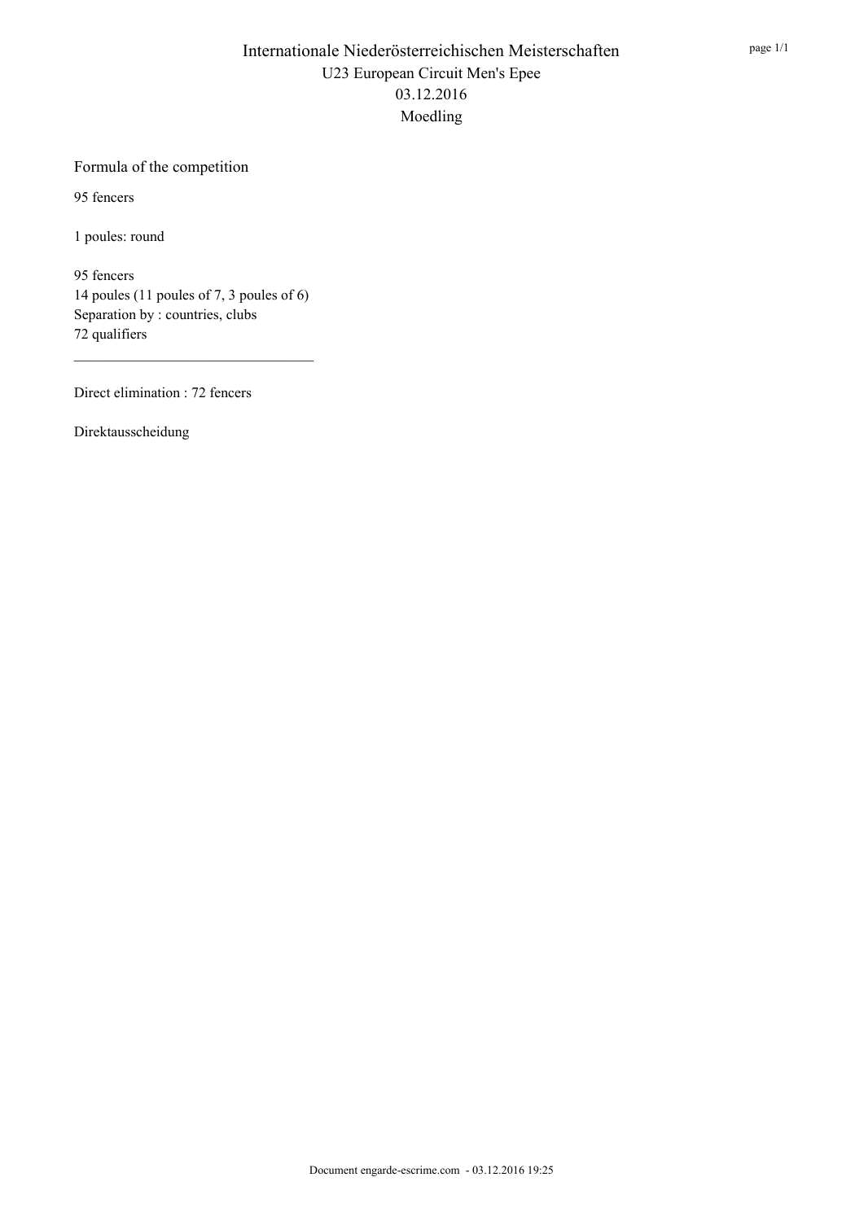# Internationale Niederösterreichischen Meisterschaften

U23 European Circuit Men's Epee

03.12.2016

Moedling

## Formula of the competition

95 fencers

1 poules: round

95 fencers
14 poules (11 poules of 7, 3 poules of 6)
Separation by : countries, clubs
72 qualifiers

---

Direct elimination : 72 fencers

Direktausscheidung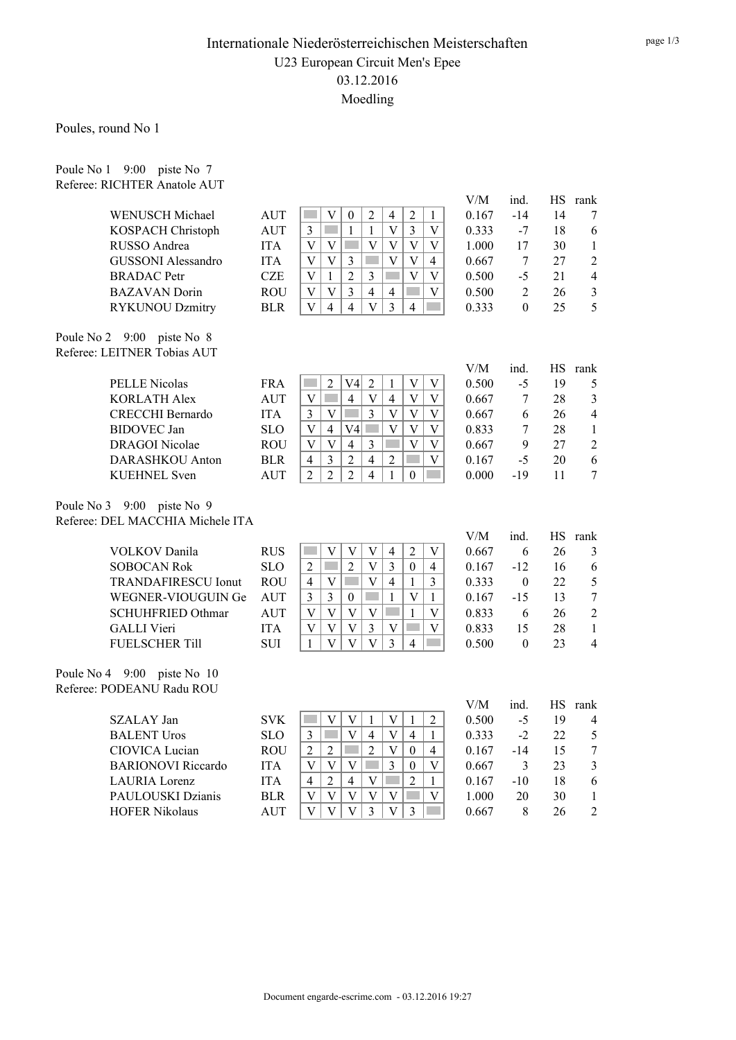# Internationale Niederösterreichischen Meisterschaften

## U23 European Circuit Men's Epee

## 03.12.2016

## Moedling

### Poules, round No 1

Poule No 1 9:00 piste No 7
Referee: RICHTER Anatole AUT

| Name | Nat | 1 | 2 | 3 | 4 | 5 | 6 | 7 | V/M | ind. | HS | rank |
|---|---|---|---|---|---|---|---|---|---|---|---|---|
| WENUSCH Michael | AUT | | V | 0 | 2 | 4 | 2 | 1 | 0.167 | -14 | 14 | 7 |
| KOSPACH Christoph | AUT | 3 | | 1 | 1 | V | 3 | V | 0.333 | -7 | 18 | 6 |
| RUSSO Andrea | ITA | V | V | | V | V | V | V | 1.000 | 17 | 30 | 1 |
| GUSSONI Alessandro | ITA | V | V | 3 | | V | V | 4 | 0.667 | 7 | 27 | 2 |
| BRADAC Petr | CZE | V | 1 | 2 | 3 | | V | V | 0.500 | -5 | 21 | 4 |
| BAZAVAN Dorin | ROU | V | V | 3 | 4 | 4 | | V | 0.500 | 2 | 26 | 3 |
| RYKUNOU Dzmitry | BLR | V | 4 | 4 | V | 3 | 4 | | 0.333 | 0 | 25 | 5 |

Poule No 2 9:00 piste No 8
Referee: LEITNER Tobias AUT

| Name | Nat | 1 | 2 | 3 | 4 | 5 | 6 | 7 | V/M | ind. | HS | rank |
|---|---|---|---|---|---|---|---|---|---|---|---|---|
| PELLE Nicolas | FRA | | 2 | V4 | 2 | 1 | V | V | 0.500 | -5 | 19 | 5 |
| KORLATH Alex | AUT | V | | 4 | V | 4 | V | V | 0.667 | 7 | 28 | 3 |
| CRECCHI Bernardo | ITA | 3 | V | | 3 | V | V | V | 0.667 | 6 | 26 | 4 |
| BIDOVEC Jan | SLO | V | 4 | V4 | | V | V | V | 0.833 | 7 | 28 | 1 |
| DRAGOI Nicolae | ROU | V | V | 4 | 3 | | V | V | 0.667 | 9 | 27 | 2 |
| DARASHKOU Anton | BLR | 4 | 3 | 2 | 4 | 2 | | V | 0.167 | -5 | 20 | 6 |
| KUEHNEL Sven | AUT | 2 | 2 | 2 | 4 | 1 | 0 | | 0.000 | -19 | 11 | 7 |

Poule No 3 9:00 piste No 9
Referee: DEL MACCHIA Michele ITA

| Name | Nat | 1 | 2 | 3 | 4 | 5 | 6 | 7 | V/M | ind. | HS | rank |
|---|---|---|---|---|---|---|---|---|---|---|---|---|
| VOLKOV Danila | RUS | | V | V | V | 4 | 2 | V | 0.667 | 6 | 26 | 3 |
| SOBOCAN Rok | SLO | 2 | | 2 | V | 3 | 0 | 4 | 0.167 | -12 | 16 | 6 |
| TRANDAFIRESCU Ionut | ROU | 4 | V | | V | 4 | 1 | 3 | 0.333 | 0 | 22 | 5 |
| WEGNER-VIOUGUIN Ge | AUT | 3 | 3 | 0 | | 1 | V | 1 | 0.167 | -15 | 13 | 7 |
| SCHUHFRIED Othmar | AUT | V | V | V | V | | 1 | V | 0.833 | 6 | 26 | 2 |
| GALLI Vieri | ITA | V | V | V | 3 | V | | V | 0.833 | 15 | 28 | 1 |
| FUELSCHER Till | SUI | 1 | V | V | V | 3 | 4 | | 0.500 | 0 | 23 | 4 |

Poule No 4 9:00 piste No 10
Referee: PODEANU Radu ROU

| Name | Nat | 1 | 2 | 3 | 4 | 5 | 6 | 7 | V/M | ind. | HS | rank |
|---|---|---|---|---|---|---|---|---|---|---|---|---|
| SZALAY Jan | SVK | | V | V | 1 | V | 1 | 2 | 0.500 | -5 | 19 | 4 |
| BALENT Uros | SLO | 3 | | V | 4 | V | 4 | 1 | 0.333 | -2 | 22 | 5 |
| CIOVICA Lucian | ROU | 2 | 2 | | 2 | V | 0 | 4 | 0.167 | -14 | 15 | 7 |
| BARIONOVI Riccardo | ITA | V | V | V | | 3 | 0 | V | 0.667 | 3 | 23 | 3 |
| LAURIA Lorenz | ITA | 4 | 2 | 4 | V | | 2 | 1 | 0.167 | -10 | 18 | 6 |
| PAULOUSKI Dzianis | BLR | V | V | V | V | V | | V | 1.000 | 20 | 30 | 1 |
| HOFER Nikolaus | AUT | V | V | V | 3 | V | 3 | | 0.667 | 8 | 26 | 2 |

Document engarde-escrime.com - 03.12.2016 19:27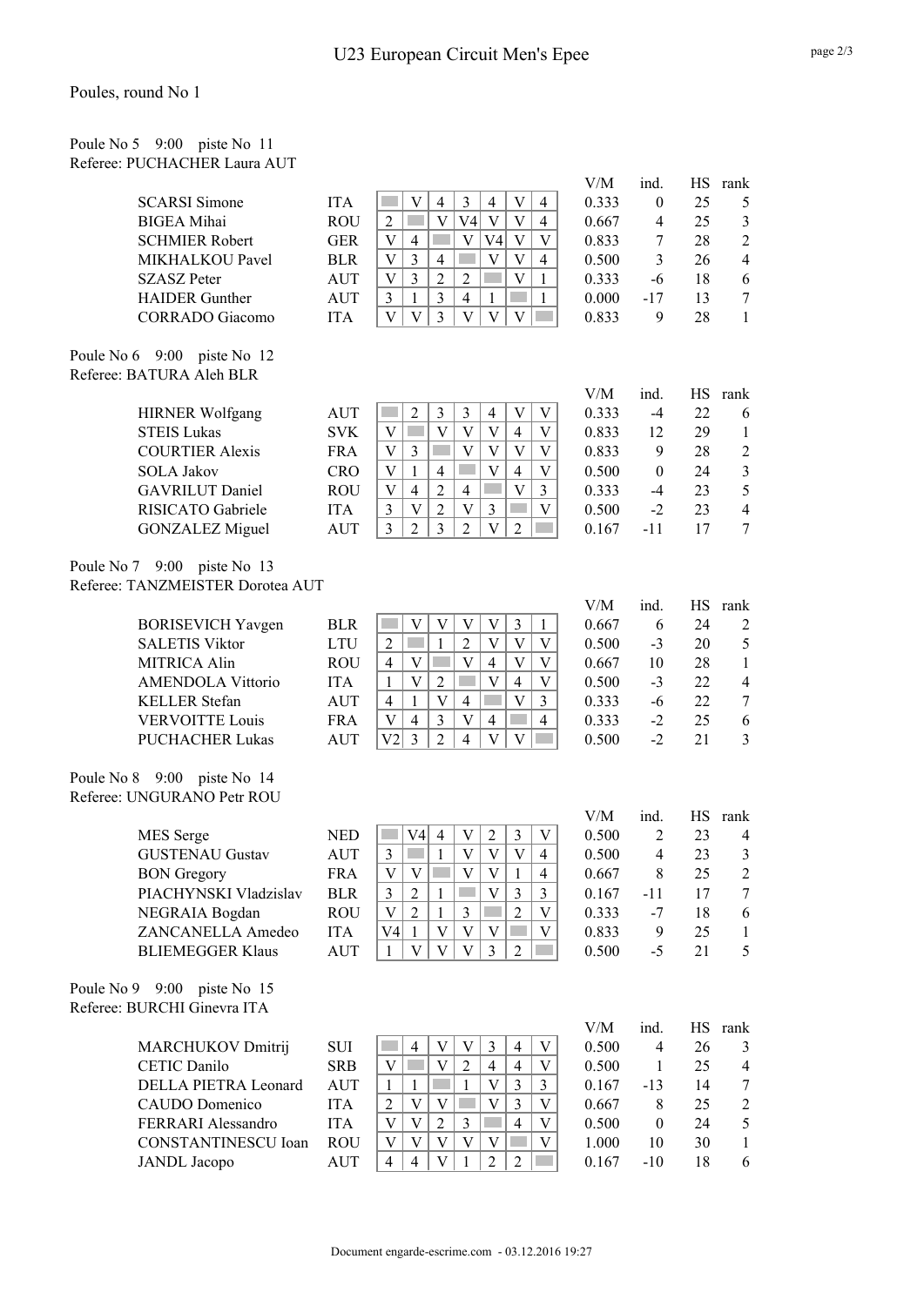# U23 European Circuit Men's Epee

Poules, round No 1

## Poule No 5 9:00 piste No 11

Referee: PUCHACHER Laura AUT

| Name | Nation | 1 | 2 | 3 | 4 | 5 | 6 | 7 | V/M | ind. | HS | rank |
|---|---|---|---|---|---|---|---|---|---|---|---|---|
| SCARSI Simone | ITA | | V | 4 | 3 | 4 | V | 4 | 0.333 | 0 | 25 | 5 |
| BIGEA Mihai | ROU | 2 | | V | V4 | V | V | 4 | 0.667 | 4 | 25 | 3 |
| SCHMIER Robert | GER | V | 4 | | V | V4 | V | V | 0.833 | 7 | 28 | 2 |
| MIKHALKOU Pavel | BLR | V | 3 | 4 | | V | V | 4 | 0.500 | 3 | 26 | 4 |
| SZASZ Peter | AUT | V | 3 | 2 | 2 | | V | 1 | 0.333 | -6 | 18 | 6 |
| HAIDER Gunther | AUT | 3 | 1 | 3 | 4 | 1 | | 1 | 0.000 | -17 | 13 | 7 |
| CORRADO Giacomo | ITA | V | V | 3 | V | V | V | | 0.833 | 9 | 28 | 1 |

## Poule No 6 9:00 piste No 12

Referee: BATURA Aleh BLR

| Name | Nation | 1 | 2 | 3 | 4 | 5 | 6 | 7 | V/M | ind. | HS | rank |
|---|---|---|---|---|---|---|---|---|---|---|---|---|
| HIRNER Wolfgang | AUT | | 2 | 3 | 3 | 4 | V | V | 0.333 | -4 | 22 | 6 |
| STEIS Lukas | SVK | V | | V | V | V | 4 | V | 0.833 | 12 | 29 | 1 |
| COURTIER Alexis | FRA | V | 3 | | V | V | V | V | 0.833 | 9 | 28 | 2 |
| SOLA Jakov | CRO | V | 1 | 4 | | V | 4 | V | 0.500 | 0 | 24 | 3 |
| GAVRILUT Daniel | ROU | V | 4 | 2 | 4 | | V | 3 | 0.333 | -4 | 23 | 5 |
| RISICATO Gabriele | ITA | 3 | V | 2 | V | 3 | | V | 0.500 | -2 | 23 | 4 |
| GONZALEZ Miguel | AUT | 3 | 2 | 3 | 2 | V | 2 | | 0.167 | -11 | 17 | 7 |

## Poule No 7 9:00 piste No 13

Referee: TANZMEISTER Dorotea AUT

| Name | Nation | 1 | 2 | 3 | 4 | 5 | 6 | 7 | V/M | ind. | HS | rank |
|---|---|---|---|---|---|---|---|---|---|---|---|---|
| BORISEVICH Yavgen | BLR | | V | V | V | V | 3 | 1 | 0.667 | 6 | 24 | 2 |
| SALETIS Viktor | LTU | 2 | | 1 | 2 | V | V | V | 0.500 | -3 | 20 | 5 |
| MITRICA Alin | ROU | 4 | V | | V | 4 | V | V | 0.667 | 10 | 28 | 1 |
| AMENDOLA Vittorio | ITA | 1 | V | 2 | | V | 4 | V | 0.500 | -3 | 22 | 4 |
| KELLER Stefan | AUT | 4 | 1 | V | 4 | | V | 3 | 0.333 | -6 | 22 | 7 |
| VERVOITTE Louis | FRA | V | 4 | 3 | V | 4 | | 4 | 0.333 | -2 | 25 | 6 |
| PUCHACHER Lukas | AUT | V2 | 3 | 2 | 4 | V | V | | 0.500 | -2 | 21 | 3 |

## Poule No 8 9:00 piste No 14

Referee: UNGURANO Petr ROU

| Name | Nation | 1 | 2 | 3 | 4 | 5 | 6 | 7 | V/M | ind. | HS | rank |
|---|---|---|---|---|---|---|---|---|---|---|---|---|
| MES Serge | NED | | V4 | 4 | V | 2 | 3 | V | 0.500 | 2 | 23 | 4 |
| GUSTENAU Gustav | AUT | 3 | | 1 | V | V | V | 4 | 0.500 | 4 | 23 | 3 |
| BON Gregory | FRA | V | V | | V | V | 1 | 4 | 0.667 | 8 | 25 | 2 |
| PIACHYNSKI Vladzislav | BLR | 3 | 2 | 1 | | V | 3 | 3 | 0.167 | -11 | 17 | 7 |
| NEGRAIA Bogdan | ROU | V | 2 | 1 | 3 | | 2 | V | 0.333 | -7 | 18 | 6 |
| ZANCANELLA Amedeo | ITA | V4 | 1 | V | V | V | | V | 0.833 | 9 | 25 | 1 |
| BLIEMEGGER Klaus | AUT | 1 | V | V | V | 3 | 2 | | 0.500 | -5 | 21 | 5 |

## Poule No 9 9:00 piste No 15

Referee: BURCHI Ginevra ITA

| Name | Nation | 1 | 2 | 3 | 4 | 5 | 6 | 7 | V/M | ind. | HS | rank |
|---|---|---|---|---|---|---|---|---|---|---|---|---|
| MARCHUKOV Dmitrij | SUI | | 4 | V | V | 3 | 4 | V | 0.500 | 4 | 26 | 3 |
| CETIC Danilo | SRB | V | | V | 2 | 4 | 4 | V | 0.500 | 1 | 25 | 4 |
| DELLA PIETRA Leonard | AUT | 1 | 1 | | 1 | V | 3 | 3 | 0.167 | -13 | 14 | 7 |
| CAUDO Domenico | ITA | 2 | V | V | | V | 3 | V | 0.667 | 8 | 25 | 2 |
| FERRARI Alessandro | ITA | V | V | 2 | 3 | | 4 | V | 0.500 | 0 | 24 | 5 |
| CONSTANTINESCU Ioan | ROU | V | V | V | V | V | | V | 1.000 | 10 | 30 | 1 |
| JANDL Jacopo | AUT | 4 | 4 | V | 1 | 2 | 2 | | 0.167 | -10 | 18 | 6 |

Document engarde-escrime.com - 03.12.2016 19:27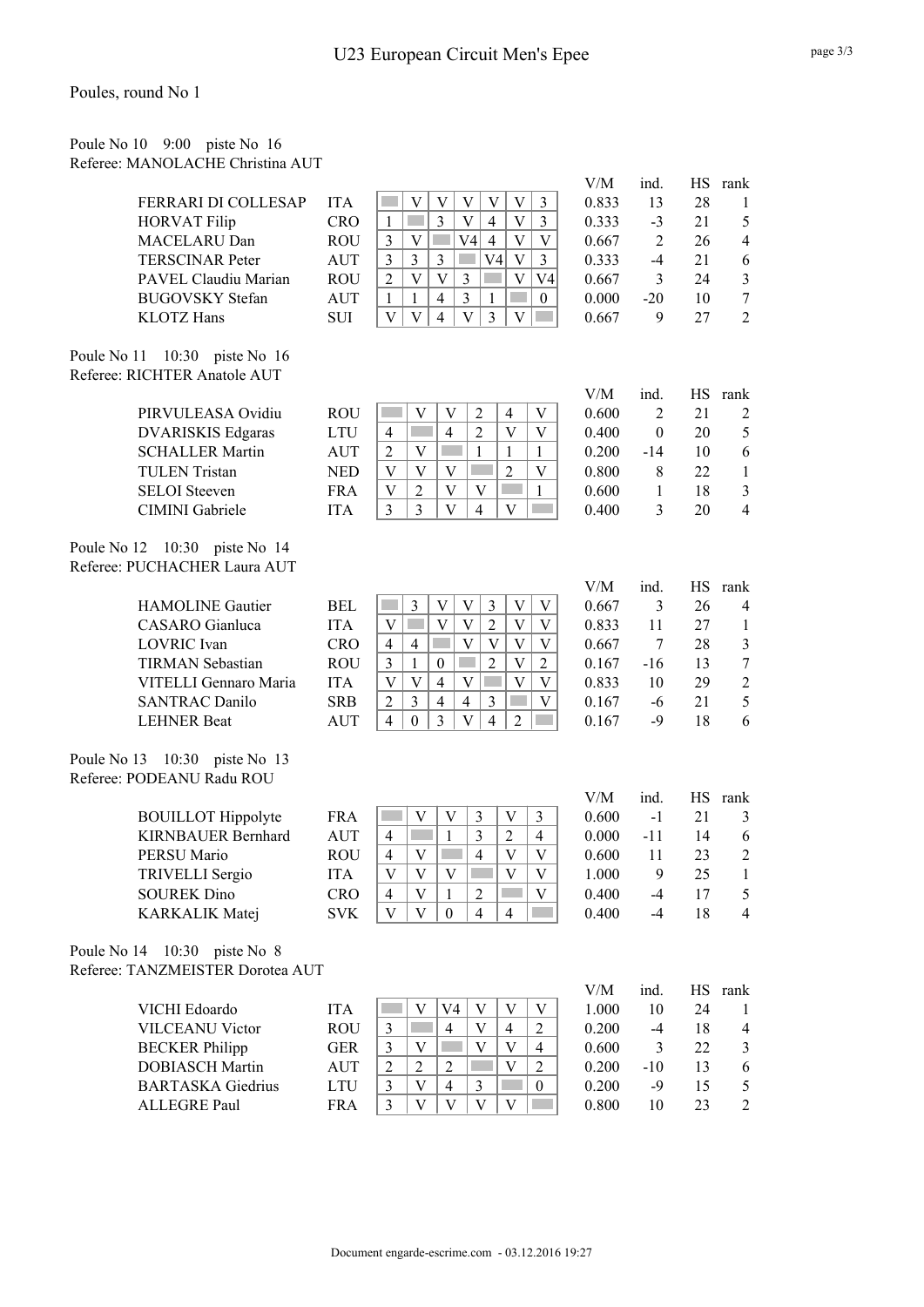# U23 European Circuit Men's Epee

Poules, round No 1

### Poule No 10 9:00 piste No 16
Referee: MANOLACHE Christina AUT

| Name | Nat | 1 | 2 | 3 | 4 | 5 | 6 | 7 | V/M | ind. | HS | rank |
|---|---|---|---|---|---|---|---|---|---|---|---|---|
| FERRARI DI COLLESAP | ITA | | V | V | V | V | V | 3 | 0.833 | 13 | 28 | 1 |
| HORVAT Filip | CRO | 1 | | 3 | V | 4 | V | 3 | 0.333 | -3 | 21 | 5 |
| MACELARU Dan | ROU | 3 | V | | V4 | 4 | V | V | 0.667 | 2 | 26 | 4 |
| TERSCINAR Peter | AUT | 3 | 3 | 3 | | V4 | V | 3 | 0.333 | -4 | 21 | 6 |
| PAVEL Claudiu Marian | ROU | 2 | V | V | 3 | | V | V4 | 0.667 | 3 | 24 | 3 |
| BUGOVSKY Stefan | AUT | 1 | 1 | 4 | 3 | 1 | | 0 | 0.000 | -20 | 10 | 7 |
| KLOTZ Hans | SUI | V | V | 4 | V | 3 | V | | 0.667 | 9 | 27 | 2 |

### Poule No 11 10:30 piste No 16
Referee: RICHTER Anatole AUT

| Name | Nat | 1 | 2 | 3 | 4 | 5 | 6 | V/M | ind. | HS | rank |
|---|---|---|---|---|---|---|---|---|---|---|---|
| PIRVULEASA Ovidiu | ROU | | V | V | 2 | 4 | V | 0.600 | 2 | 21 | 2 |
| DVARISKIS Edgaras | LTU | 4 | | 4 | 2 | V | V | 0.400 | 0 | 20 | 5 |
| SCHALLER Martin | AUT | 2 | V | | 1 | 1 | 1 | 0.200 | -14 | 10 | 6 |
| TULEN Tristan | NED | V | V | V | | 2 | V | 0.800 | 8 | 22 | 1 |
| SELOI Steeven | FRA | V | 2 | V | V | | 1 | 0.600 | 1 | 18 | 3 |
| CIMINI Gabriele | ITA | 3 | 3 | V | 4 | V | | 0.400 | 3 | 20 | 4 |

### Poule No 12 10:30 piste No 14
Referee: PUCHACHER Laura AUT

| Name | Nat | 1 | 2 | 3 | 4 | 5 | 6 | 7 | V/M | ind. | HS | rank |
|---|---|---|---|---|---|---|---|---|---|---|---|---|
| HAMOLINE Gautier | BEL | | 3 | V | V | 3 | V | V | 0.667 | 3 | 26 | 4 |
| CASARO Gianluca | ITA | V | | V | V | 2 | V | V | 0.833 | 11 | 27 | 1 |
| LOVRIC Ivan | CRO | 4 | 4 | | V | V | V | V | 0.667 | 7 | 28 | 3 |
| TIRMAN Sebastian | ROU | 3 | 1 | 0 | | 2 | V | 2 | 0.167 | -16 | 13 | 7 |
| VITELLI Gennaro Maria | ITA | V | V | 4 | V | | V | V | 0.833 | 10 | 29 | 2 |
| SANTRAC Danilo | SRB | 2 | 3 | 4 | 4 | 3 | | V | 0.167 | -6 | 21 | 5 |
| LEHNER Beat | AUT | 4 | 0 | 3 | V | 4 | 2 | | 0.167 | -9 | 18 | 6 |

### Poule No 13 10:30 piste No 13
Referee: PODEANU Radu ROU

| Name | Nat | 1 | 2 | 3 | 4 | 5 | 6 | V/M | ind. | HS | rank |
|---|---|---|---|---|---|---|---|---|---|---|---|
| BOUILLOT Hippolyte | FRA | | V | V | 3 | V | 3 | 0.600 | -1 | 21 | 3 |
| KIRNBAUER Bernhard | AUT | 4 | | 1 | 3 | 2 | 4 | 0.000 | -11 | 14 | 6 |
| PERSU Mario | ROU | 4 | V | | 4 | V | V | 0.600 | 11 | 23 | 2 |
| TRIVELLI Sergio | ITA | V | V | V | | V | V | 1.000 | 9 | 25 | 1 |
| SOUREK Dino | CRO | 4 | V | 1 | 2 | | V | 0.400 | -4 | 17 | 5 |
| KARKALIK Matej | SVK | V | V | 0 | 4 | 4 | | 0.400 | -4 | 18 | 4 |

### Poule No 14 10:30 piste No 8
Referee: TANZMEISTER Dorotea AUT

| Name | Nat | 1 | 2 | 3 | 4 | 5 | 6 | V/M | ind. | HS | rank |
|---|---|---|---|---|---|---|---|---|---|---|---|
| VICHI Edoardo | ITA | | V | V4 | V | V | V | 1.000 | 10 | 24 | 1 |
| VILCEANU Victor | ROU | 3 | | 4 | V | 4 | 2 | 0.200 | -4 | 18 | 4 |
| BECKER Philipp | GER | 3 | V | | V | V | 4 | 0.600 | 3 | 22 | 3 |
| DOBIASCH Martin | AUT | 2 | 2 | 2 | | V | 2 | 0.200 | -10 | 13 | 6 |
| BARTASKA Giedrius | LTU | 3 | V | 4 | 3 | | 0 | 0.200 | -9 | 15 | 5 |
| ALLEGRE Paul | FRA | 3 | V | V | V | V | | 0.800 | 10 | 23 | 2 |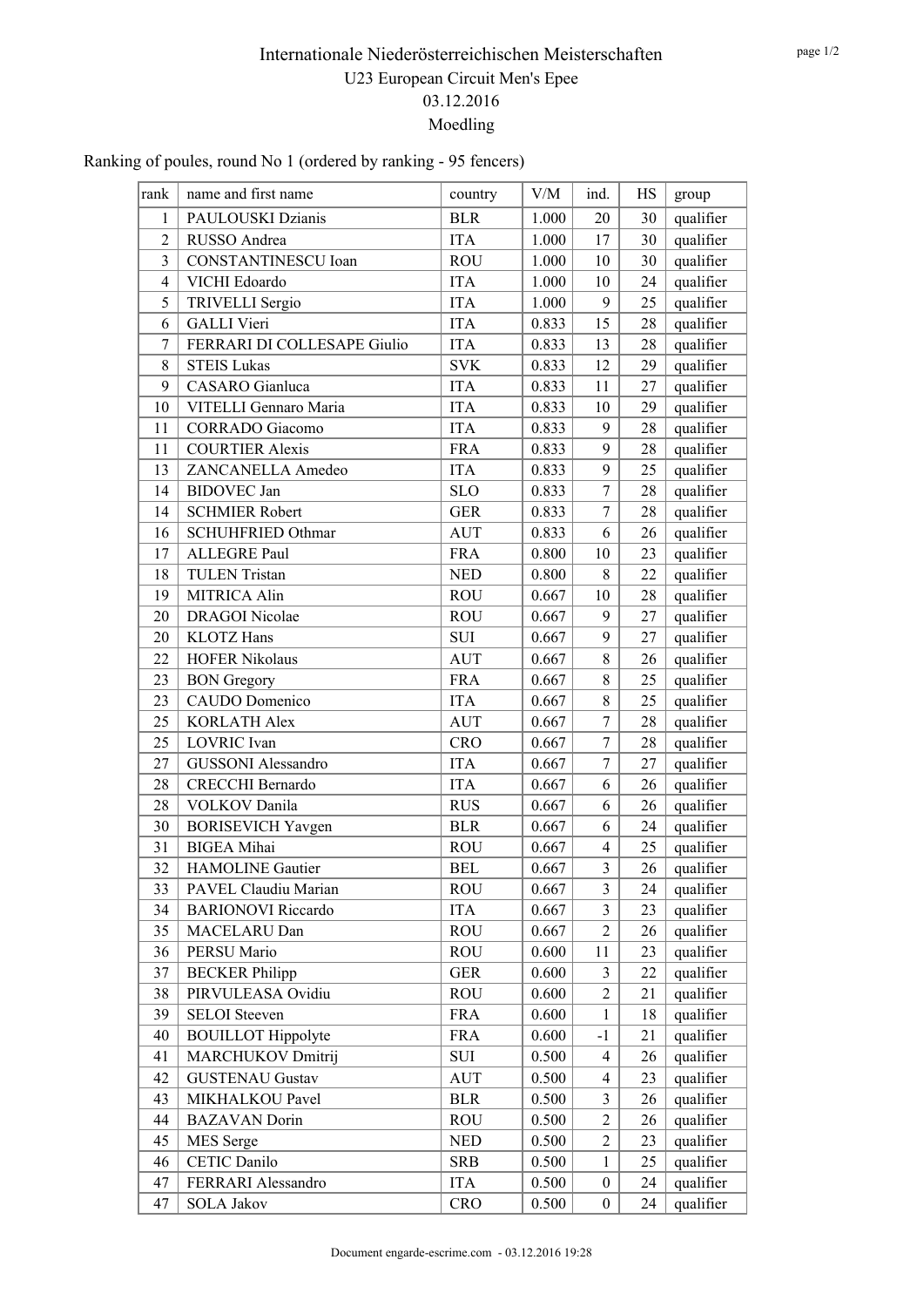# Internationale Niederösterreichischen Meisterschaften

U23 European Circuit Men's Epee

03.12.2016

Moedling

Ranking of poules, round No 1 (ordered by ranking - 95 fencers)

| rank | name and first name | country | V/M | ind. | HS | group |
|---|---|---|---|---|---|---|
| 1 | PAULOUSKI Dzianis | BLR | 1.000 | 20 | 30 | qualifier |
| 2 | RUSSO Andrea | ITA | 1.000 | 17 | 30 | qualifier |
| 3 | CONSTANTINESCU Ioan | ROU | 1.000 | 10 | 30 | qualifier |
| 4 | VICHI Edoardo | ITA | 1.000 | 10 | 24 | qualifier |
| 5 | TRIVELLI Sergio | ITA | 1.000 | 9 | 25 | qualifier |
| 6 | GALLI Vieri | ITA | 0.833 | 15 | 28 | qualifier |
| 7 | FERRARI DI COLLESAPE Giulio | ITA | 0.833 | 13 | 28 | qualifier |
| 8 | STEIS Lukas | SVK | 0.833 | 12 | 29 | qualifier |
| 9 | CASARO Gianluca | ITA | 0.833 | 11 | 27 | qualifier |
| 10 | VITELLI Gennaro Maria | ITA | 0.833 | 10 | 29 | qualifier |
| 11 | CORRADO Giacomo | ITA | 0.833 | 9 | 28 | qualifier |
| 11 | COURTIER Alexis | FRA | 0.833 | 9 | 28 | qualifier |
| 13 | ZANCANELLA Amedeo | ITA | 0.833 | 9 | 25 | qualifier |
| 14 | BIDOVEC Jan | SLO | 0.833 | 7 | 28 | qualifier |
| 14 | SCHMIER Robert | GER | 0.833 | 7 | 28 | qualifier |
| 16 | SCHUHFRIED Othmar | AUT | 0.833 | 6 | 26 | qualifier |
| 17 | ALLEGRE Paul | FRA | 0.800 | 10 | 23 | qualifier |
| 18 | TULEN Tristan | NED | 0.800 | 8 | 22 | qualifier |
| 19 | MITRICA Alin | ROU | 0.667 | 10 | 28 | qualifier |
| 20 | DRAGOI Nicolae | ROU | 0.667 | 9 | 27 | qualifier |
| 20 | KLOTZ Hans | SUI | 0.667 | 9 | 27 | qualifier |
| 22 | HOFER Nikolaus | AUT | 0.667 | 8 | 26 | qualifier |
| 23 | BON Gregory | FRA | 0.667 | 8 | 25 | qualifier |
| 23 | CAUDO Domenico | ITA | 0.667 | 8 | 25 | qualifier |
| 25 | KORLATH Alex | AUT | 0.667 | 7 | 28 | qualifier |
| 25 | LOVRIC Ivan | CRO | 0.667 | 7 | 28 | qualifier |
| 27 | GUSSONI Alessandro | ITA | 0.667 | 7 | 27 | qualifier |
| 28 | CRECCHI Bernardo | ITA | 0.667 | 6 | 26 | qualifier |
| 28 | VOLKOV Danila | RUS | 0.667 | 6 | 26 | qualifier |
| 30 | BORISEVICH Yavgen | BLR | 0.667 | 6 | 24 | qualifier |
| 31 | BIGEA Mihai | ROU | 0.667 | 4 | 25 | qualifier |
| 32 | HAMOLINE Gautier | BEL | 0.667 | 3 | 26 | qualifier |
| 33 | PAVEL Claudiu Marian | ROU | 0.667 | 3 | 24 | qualifier |
| 34 | BARIONOVI Riccardo | ITA | 0.667 | 3 | 23 | qualifier |
| 35 | MACELARU Dan | ROU | 0.667 | 2 | 26 | qualifier |
| 36 | PERSU Mario | ROU | 0.600 | 11 | 23 | qualifier |
| 37 | BECKER Philipp | GER | 0.600 | 3 | 22 | qualifier |
| 38 | PIRVULEASA Ovidiu | ROU | 0.600 | 2 | 21 | qualifier |
| 39 | SELOI Steeven | FRA | 0.600 | 1 | 18 | qualifier |
| 40 | BOUILLOT Hippolyte | FRA | 0.600 | -1 | 21 | qualifier |
| 41 | MARCHUKOV Dmitrij | SUI | 0.500 | 4 | 26 | qualifier |
| 42 | GUSTENAU Gustav | AUT | 0.500 | 4 | 23 | qualifier |
| 43 | MIKHALKOU Pavel | BLR | 0.500 | 3 | 26 | qualifier |
| 44 | BAZAVAN Dorin | ROU | 0.500 | 2 | 26 | qualifier |
| 45 | MES Serge | NED | 0.500 | 2 | 23 | qualifier |
| 46 | CETIC Danilo | SRB | 0.500 | 1 | 25 | qualifier |
| 47 | FERRARI Alessandro | ITA | 0.500 | 0 | 24 | qualifier |
| 47 | SOLA Jakov | CRO | 0.500 | 0 | 24 | qualifier |

Document engarde-escrime.com - 03.12.2016 19:28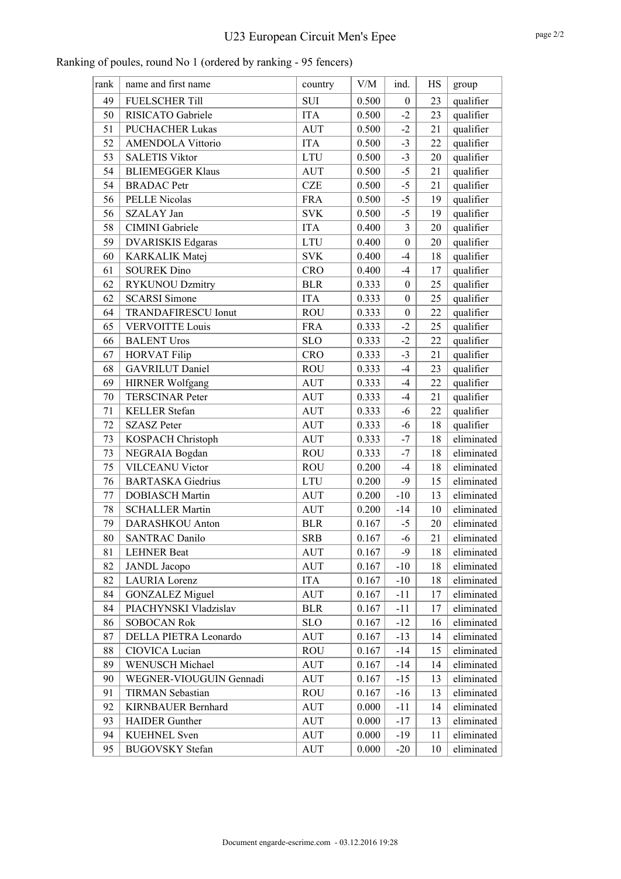# U23 European Circuit Men's Epee

Ranking of poules, round No 1 (ordered by ranking - 95 fencers)

| rank | name and first name | country | V/M | ind. | HS | group |
|---|---|---|---|---|---|---|
| 49 | FUELSCHER Till | SUI | 0.500 | 0 | 23 | qualifier |
| 50 | RISICATO Gabriele | ITA | 0.500 | -2 | 23 | qualifier |
| 51 | PUCHACHER Lukas | AUT | 0.500 | -2 | 21 | qualifier |
| 52 | AMENDOLA Vittorio | ITA | 0.500 | -3 | 22 | qualifier |
| 53 | SALETIS Viktor | LTU | 0.500 | -3 | 20 | qualifier |
| 54 | BLIEMEGGER Klaus | AUT | 0.500 | -5 | 21 | qualifier |
| 54 | BRADAC Petr | CZE | 0.500 | -5 | 21 | qualifier |
| 56 | PELLE Nicolas | FRA | 0.500 | -5 | 19 | qualifier |
| 56 | SZALAY Jan | SVK | 0.500 | -5 | 19 | qualifier |
| 58 | CIMINI Gabriele | ITA | 0.400 | 3 | 20 | qualifier |
| 59 | DVARISKIS Edgaras | LTU | 0.400 | 0 | 20 | qualifier |
| 60 | KARKALIK Matej | SVK | 0.400 | -4 | 18 | qualifier |
| 61 | SOUREK Dino | CRO | 0.400 | -4 | 17 | qualifier |
| 62 | RYKUNOU Dzmitry | BLR | 0.333 | 0 | 25 | qualifier |
| 62 | SCARSI Simone | ITA | 0.333 | 0 | 25 | qualifier |
| 64 | TRANDAFIRESCU Ionut | ROU | 0.333 | 0 | 22 | qualifier |
| 65 | VERVOITTE Louis | FRA | 0.333 | -2 | 25 | qualifier |
| 66 | BALENT Uros | SLO | 0.333 | -2 | 22 | qualifier |
| 67 | HORVAT Filip | CRO | 0.333 | -3 | 21 | qualifier |
| 68 | GAVRILUT Daniel | ROU | 0.333 | -4 | 23 | qualifier |
| 69 | HIRNER Wolfgang | AUT | 0.333 | -4 | 22 | qualifier |
| 70 | TERSCINAR Peter | AUT | 0.333 | -4 | 21 | qualifier |
| 71 | KELLER Stefan | AUT | 0.333 | -6 | 22 | qualifier |
| 72 | SZASZ Peter | AUT | 0.333 | -6 | 18 | qualifier |
| 73 | KOSPACH Christoph | AUT | 0.333 | -7 | 18 | eliminated |
| 73 | NEGRAIA Bogdan | ROU | 0.333 | -7 | 18 | eliminated |
| 75 | VILCEANU Victor | ROU | 0.200 | -4 | 18 | eliminated |
| 76 | BARTASKA Giedrius | LTU | 0.200 | -9 | 15 | eliminated |
| 77 | DOBIASCH Martin | AUT | 0.200 | -10 | 13 | eliminated |
| 78 | SCHALLER Martin | AUT | 0.200 | -14 | 10 | eliminated |
| 79 | DARASHKOU Anton | BLR | 0.167 | -5 | 20 | eliminated |
| 80 | SANTRAC Danilo | SRB | 0.167 | -6 | 21 | eliminated |
| 81 | LEHNER Beat | AUT | 0.167 | -9 | 18 | eliminated |
| 82 | JANDL Jacopo | AUT | 0.167 | -10 | 18 | eliminated |
| 82 | LAURIA Lorenz | ITA | 0.167 | -10 | 18 | eliminated |
| 84 | GONZALEZ Miguel | AUT | 0.167 | -11 | 17 | eliminated |
| 84 | PIACHYNSKI Vladzislav | BLR | 0.167 | -11 | 17 | eliminated |
| 86 | SOBOCAN Rok | SLO | 0.167 | -12 | 16 | eliminated |
| 87 | DELLA PIETRA Leonardo | AUT | 0.167 | -13 | 14 | eliminated |
| 88 | CIOVICA Lucian | ROU | 0.167 | -14 | 15 | eliminated |
| 89 | WENUSCH Michael | AUT | 0.167 | -14 | 14 | eliminated |
| 90 | WEGNER-VIOUGUIN Gennadi | AUT | 0.167 | -15 | 13 | eliminated |
| 91 | TIRMAN Sebastian | ROU | 0.167 | -16 | 13 | eliminated |
| 92 | KIRNBAUER Bernhard | AUT | 0.000 | -11 | 14 | eliminated |
| 93 | HAIDER Gunther | AUT | 0.000 | -17 | 13 | eliminated |
| 94 | KUEHNEL Sven | AUT | 0.000 | -19 | 11 | eliminated |
| 95 | BUGOVSKY Stefan | AUT | 0.000 | -20 | 10 | eliminated |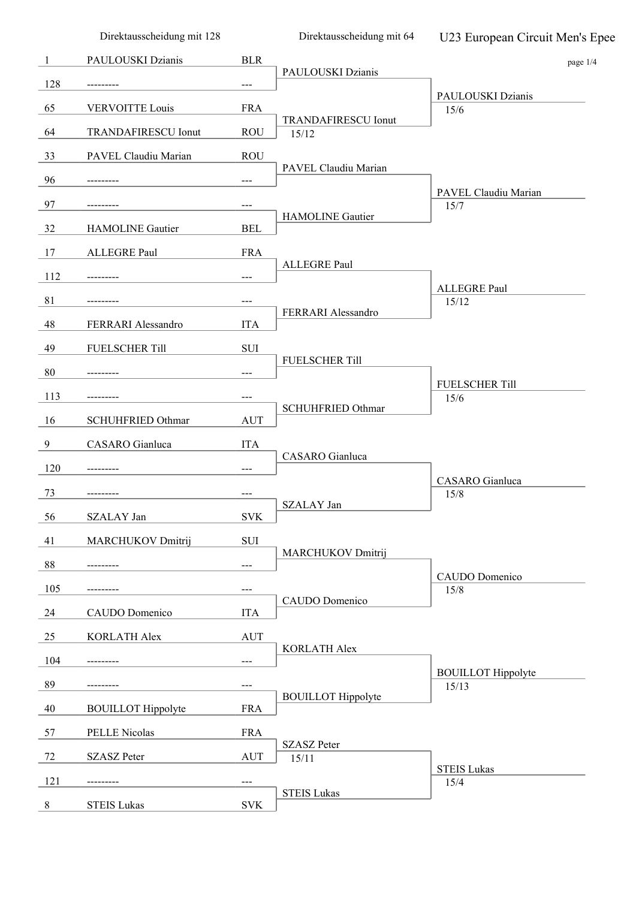# U23 European Circuit Men's Epee

| Seed | Direktausscheidung mit 128 | Nation | Direktausscheidung mit 64 | Winner (Table of 32) |
|---|---|---|---|---|
| 1 | PAULOUSKI Dzianis | BLR | PAULOUSKI Dzianis | PAULOUSKI Dzianis 15/6 |
| 128 | --------- | --- | | |
| 65 | VERVOITTE Louis | FRA | TRANDAFIRESCU Ionut 15/12 | |
| 64 | TRANDAFIRESCU Ionut | ROU | | |
| 33 | PAVEL Claudiu Marian | ROU | PAVEL Claudiu Marian | PAVEL Claudiu Marian 15/7 |
| 96 | --------- | --- | | |
| 97 | --------- | --- | HAMOLINE Gautier | |
| 32 | HAMOLINE Gautier | BEL | | |
| 17 | ALLEGRE Paul | FRA | ALLEGRE Paul | ALLEGRE Paul 15/12 |
| 112 | --------- | --- | | |
| 81 | --------- | --- | FERRARI Alessandro | |
| 48 | FERRARI Alessandro | ITA | | |
| 49 | FUELSCHER Till | SUI | FUELSCHER Till | FUELSCHER Till 15/6 |
| 80 | --------- | --- | | |
| 113 | --------- | --- | SCHUHFRIED Othmar | |
| 16 | SCHUHFRIED Othmar | AUT | | |
| 9 | CASARO Gianluca | ITA | CASARO Gianluca | CASARO Gianluca 15/8 |
| 120 | --------- | --- | | |
| 73 | --------- | --- | SZALAY Jan | |
| 56 | SZALAY Jan | SVK | | |
| 41 | MARCHUKOV Dmitrij | SUI | MARCHUKOV Dmitrij | CAUDO Domenico 15/8 |
| 88 | --------- | --- | | |
| 105 | --------- | --- | CAUDO Domenico | |
| 24 | CAUDO Domenico | ITA | | |
| 25 | KORLATH Alex | AUT | KORLATH Alex | BOUILLOT Hippolyte 15/13 |
| 104 | --------- | --- | | |
| 89 | --------- | --- | BOUILLOT Hippolyte | |
| 40 | BOUILLOT Hippolyte | FRA | | |
| 57 | PELLE Nicolas | FRA | SZASZ Peter 15/11 | STEIS Lukas 15/4 |
| 72 | SZASZ Peter | AUT | | |
| 121 | --------- | --- | STEIS Lukas | |
| 8 | STEIS Lukas | SVK | | |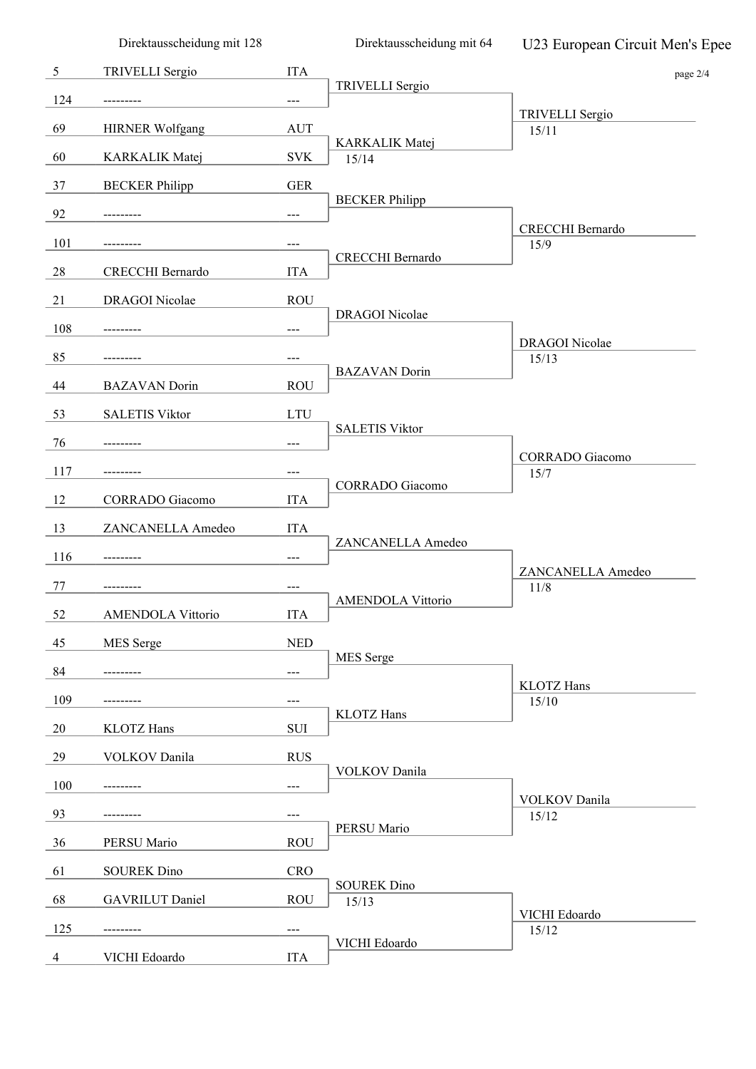# U23 European Circuit Men's Epee

| Direktausscheidung mit 128 | | | Direktausscheidung mit 64 | |
|---|---|---|---|---|
| 5 | TRIVELLI Sergio | ITA | TRIVELLI Sergio | TRIVELLI Sergio 15/11 |
| 124 | --------- | --- | | |
| 69 | HIRNER Wolfgang | AUT | KARKALIK Matej 15/14 | |
| 60 | KARKALIK Matej | SVK | | |
| 37 | BECKER Philipp | GER | BECKER Philipp | CRECCHI Bernardo 15/9 |
| 92 | --------- | --- | | |
| 101 | --------- | --- | CRECCHI Bernardo | |
| 28 | CRECCHI Bernardo | ITA | | |
| 21 | DRAGOI Nicolae | ROU | DRAGOI Nicolae | DRAGOI Nicolae 15/13 |
| 108 | --------- | --- | | |
| 85 | --------- | --- | BAZAVAN Dorin | |
| 44 | BAZAVAN Dorin | ROU | | |
| 53 | SALETIS Viktor | LTU | SALETIS Viktor | CORRADO Giacomo 15/7 |
| 76 | --------- | --- | | |
| 117 | --------- | --- | CORRADO Giacomo | |
| 12 | CORRADO Giacomo | ITA | | |
| 13 | ZANCANELLA Amedeo | ITA | ZANCANELLA Amedeo | ZANCANELLA Amedeo 11/8 |
| 116 | --------- | --- | | |
| 77 | --------- | --- | AMENDOLA Vittorio | |
| 52 | AMENDOLA Vittorio | ITA | | |
| 45 | MES Serge | NED | MES Serge | KLOTZ Hans 15/10 |
| 84 | --------- | --- | | |
| 109 | --------- | --- | KLOTZ Hans | |
| 20 | KLOTZ Hans | SUI | | |
| 29 | VOLKOV Danila | RUS | VOLKOV Danila | VOLKOV Danila 15/12 |
| 100 | --------- | --- | | |
| 93 | --------- | --- | PERSU Mario | |
| 36 | PERSU Mario | ROU | | |
| 61 | SOUREK Dino | CRO | SOUREK Dino 15/13 | VICHI Edoardo 15/12 |
| 68 | GAVRILUT Daniel | ROU | | |
| 125 | --------- | --- | VICHI Edoardo | |
| 4 | VICHI Edoardo | ITA | | |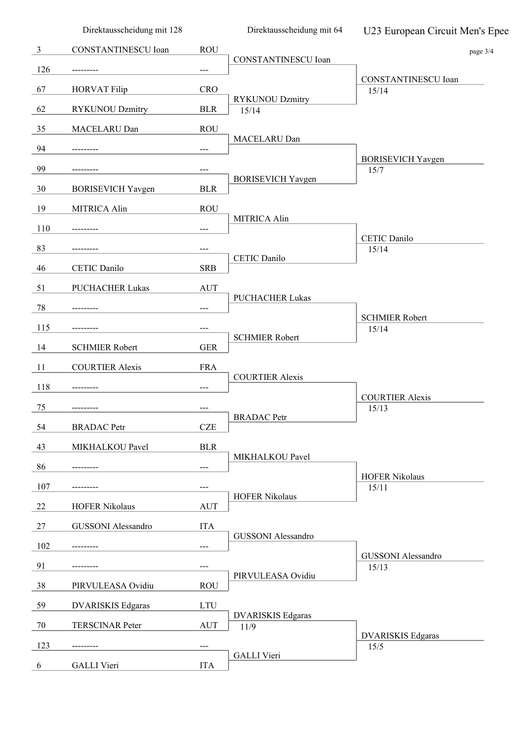# U23 European Circuit Men's Epee

| Direktausscheidung mit 128 | | | Direktausscheidung mit 64 | |
|---|---|---|---|---|
| 3 | CONSTANTINESCU Ioan | ROU | CONSTANTINESCU Ioan | CONSTANTINESCU Ioan 15/14 |
| 126 | --------- | --- | | |
| 67 | HORVAT Filip | CRO | RYKUNOU Dzmitry 15/14 | |
| 62 | RYKUNOU Dzmitry | BLR | | |
| 35 | MACELARU Dan | ROU | MACELARU Dan | BORISEVICH Yavgen 15/7 |
| 94 | --------- | --- | | |
| 99 | --------- | --- | BORISEVICH Yavgen | |
| 30 | BORISEVICH Yavgen | BLR | | |
| 19 | MITRICA Alin | ROU | MITRICA Alin | CETIC Danilo 15/14 |
| 110 | --------- | --- | | |
| 83 | --------- | --- | CETIC Danilo | |
| 46 | CETIC Danilo | SRB | | |
| 51 | PUCHACHER Lukas | AUT | PUCHACHER Lukas | SCHMIER Robert 15/14 |
| 78 | --------- | --- | | |
| 115 | --------- | --- | SCHMIER Robert | |
| 14 | SCHMIER Robert | GER | | |
| 11 | COURTIER Alexis | FRA | COURTIER Alexis | COURTIER Alexis 15/13 |
| 118 | --------- | --- | | |
| 75 | --------- | --- | BRADAC Petr | |
| 54 | BRADAC Petr | CZE | | |
| 43 | MIKHALKOU Pavel | BLR | MIKHALKOU Pavel | HOFER Nikolaus 15/11 |
| 86 | --------- | --- | | |
| 107 | --------- | --- | HOFER Nikolaus | |
| 22 | HOFER Nikolaus | AUT | | |
| 27 | GUSSONI Alessandro | ITA | GUSSONI Alessandro | GUSSONI Alessandro 15/13 |
| 102 | --------- | --- | | |
| 91 | --------- | --- | PIRVULEASA Ovidiu | |
| 38 | PIRVULEASA Ovidiu | ROU | | |
| 59 | DVARISKIS Edgaras | LTU | DVARISKIS Edgaras 11/9 | DVARISKIS Edgaras 15/5 |
| 70 | TERSCINAR Peter | AUT | | |
| 123 | --------- | --- | GALLI Vieri | |
| 6 | GALLI Vieri | ITA | | |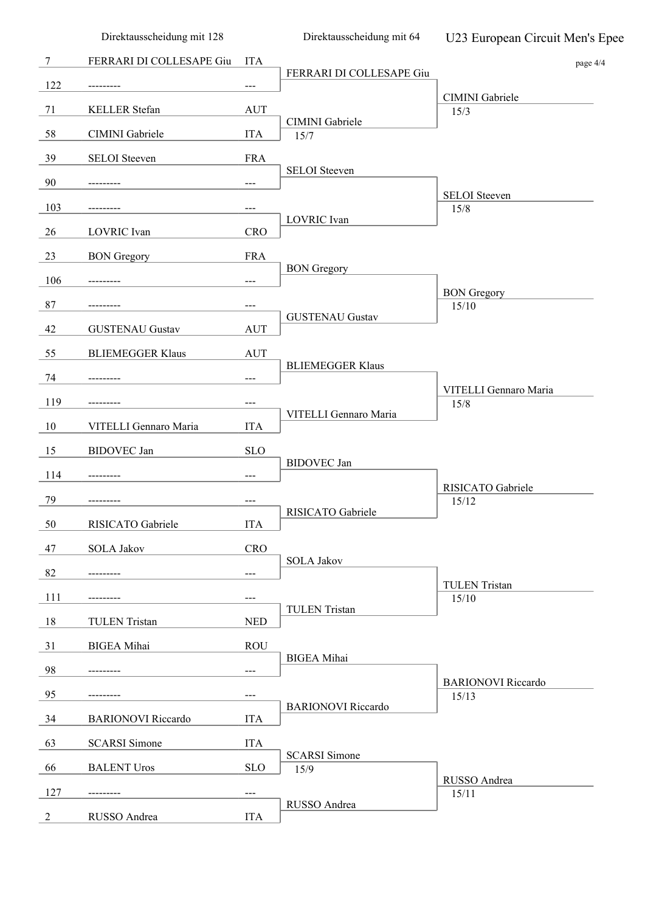# U23 European Circuit Men's Epee

| Direktausscheidung mit 128 | | | Direktausscheidung mit 64 | |
|---|---|---|---|---|
| 7 | FERRARI DI COLLESAPE Giu | ITA | FERRARI DI COLLESAPE Giu | |
| 122 | --------- | --- | | CIMINI Gabriele 15/3 |
| 71 | KELLER Stefan | AUT | CIMINI Gabriele 15/7 | |
| 58 | CIMINI Gabriele | ITA | | |
| 39 | SELOI Steeven | FRA | SELOI Steeven | |
| 90 | --------- | --- | | SELOI Steeven 15/8 |
| 103 | --------- | --- | LOVRIC Ivan | |
| 26 | LOVRIC Ivan | CRO | | |
| 23 | BON Gregory | FRA | BON Gregory | |
| 106 | --------- | --- | | BON Gregory 15/10 |
| 87 | --------- | --- | GUSTENAU Gustav | |
| 42 | GUSTENAU Gustav | AUT | | |
| 55 | BLIEMEGGER Klaus | AUT | BLIEMEGGER Klaus | |
| 74 | --------- | --- | | VITELLI Gennaro Maria 15/8 |
| 119 | --------- | --- | VITELLI Gennaro Maria | |
| 10 | VITELLI Gennaro Maria | ITA | | |
| 15 | BIDOVEC Jan | SLO | BIDOVEC Jan | |
| 114 | --------- | --- | | RISICATO Gabriele 15/12 |
| 79 | --------- | --- | RISICATO Gabriele | |
| 50 | RISICATO Gabriele | ITA | | |
| 47 | SOLA Jakov | CRO | SOLA Jakov | |
| 82 | --------- | --- | | TULEN Tristan 15/10 |
| 111 | --------- | --- | TULEN Tristan | |
| 18 | TULEN Tristan | NED | | |
| 31 | BIGEA Mihai | ROU | BIGEA Mihai | |
| 98 | --------- | --- | | BARIONOVI Riccardo 15/13 |
| 95 | --------- | --- | BARIONOVI Riccardo | |
| 34 | BARIONOVI Riccardo | ITA | | |
| 63 | SCARSI Simone | ITA | SCARSI Simone 15/9 | |
| 66 | BALENT Uros | SLO | | RUSSO Andrea 15/11 |
| 127 | --------- | --- | RUSSO Andrea | |
| 2 | RUSSO Andrea | ITA | | |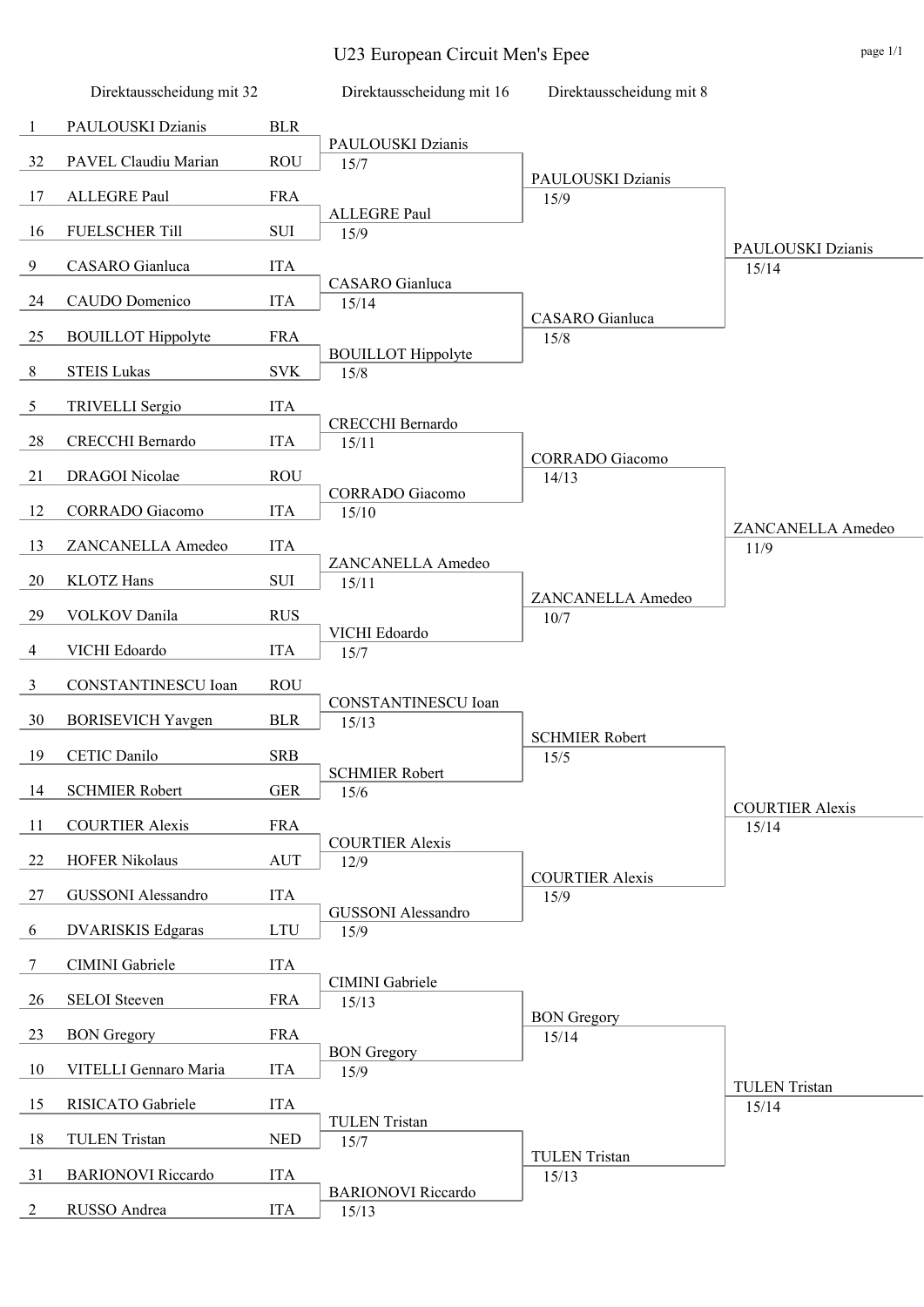# U23 European Circuit Men's Epee

## Direktausscheidung mit 32

| Seed | Name | Nation |
|---|---|---|
| 1 | PAULOUSKI Dzianis | BLR |
| 32 | PAVEL Claudiu Marian | ROU |
| 17 | ALLEGRE Paul | FRA |
| 16 | FUELSCHER Till | SUI |
| 9 | CASARO Gianluca | ITA |
| 24 | CAUDO Domenico | ITA |
| 25 | BOUILLOT Hippolyte | FRA |
| 8 | STEIS Lukas | SVK |
| 5 | TRIVELLI Sergio | ITA |
| 28 | CRECCHI Bernardo | ITA |
| 21 | DRAGOI Nicolae | ROU |
| 12 | CORRADO Giacomo | ITA |
| 13 | ZANCANELLA Amedeo | ITA |
| 20 | KLOTZ Hans | SUI |
| 29 | VOLKOV Danila | RUS |
| 4 | VICHI Edoardo | ITA |
| 3 | CONSTANTINESCU Ioan | ROU |
| 30 | BORISEVICH Yavgen | BLR |
| 19 | CETIC Danilo | SRB |
| 14 | SCHMIER Robert | GER |
| 11 | COURTIER Alexis | FRA |
| 22 | HOFER Nikolaus | AUT |
| 27 | GUSSONI Alessandro | ITA |
| 6 | DVARISKIS Edgaras | LTU |
| 7 | CIMINI Gabriele | ITA |
| 26 | SELOI Steeven | FRA |
| 23 | BON Gregory | FRA |
| 10 | VITELLI Gennaro Maria | ITA |
| 15 | RISICATO Gabriele | ITA |
| 18 | TULEN Tristan | NED |
| 31 | BARIONOVI Riccardo | ITA |
| 2 | RUSSO Andrea | ITA |

## Direktausscheidung mit 16

| Winner | Score |
|---|---|
| PAULOUSKI Dzianis | 15/7 |
| ALLEGRE Paul | 15/9 |
| CASARO Gianluca | 15/14 |
| BOUILLOT Hippolyte | 15/8 |
| CRECCHI Bernardo | 15/11 |
| CORRADO Giacomo | 15/10 |
| ZANCANELLA Amedeo | 15/11 |
| VICHI Edoardo | 15/7 |
| CONSTANTINESCU Ioan | 15/13 |
| SCHMIER Robert | 15/6 |
| COURTIER Alexis | 12/9 |
| GUSSONI Alessandro | 15/9 |
| CIMINI Gabriele | 15/13 |
| BON Gregory | 15/9 |
| TULEN Tristan | 15/7 |
| BARIONOVI Riccardo | 15/13 |

## Direktausscheidung mit 8

| Winner | Score |
|---|---|
| PAULOUSKI Dzianis | 15/9 |
| CASARO Gianluca | 15/8 |
| CORRADO Giacomo | 14/13 |
| ZANCANELLA Amedeo | 10/7 |
| SCHMIER Robert | 15/5 |
| COURTIER Alexis | 15/9 |
| BON Gregory | 15/14 |
| TULEN Tristan | 15/13 |

## Quarterfinal winners

| Winner | Score |
|---|---|
| PAULOUSKI Dzianis | 15/14 |
| ZANCANELLA Amedeo | 11/9 |
| COURTIER Alexis | 15/14 |
| TULEN Tristan | 15/14 |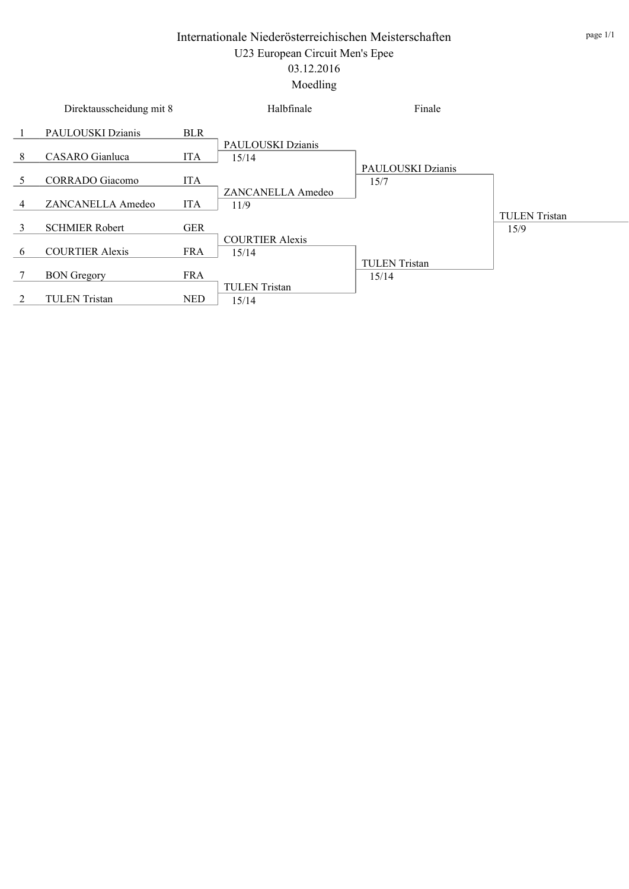# Internationale Niederösterreichischen Meisterschaften

U23 European Circuit Men's Epee

03.12.2016

Moedling

| Direktausscheidung mit 8 | | | Halbfinale | Finale | |
|---|---|---|---|---|---|
| 1 | PAULOUSKI Dzianis | BLR | | | |
| | | | PAULOUSKI Dzianis 15/14 | | |
| 8 | CASARO Gianluca | ITA | | | |
| | | | | PAULOUSKI Dzianis 15/7 | |
| 5 | CORRADO Giacomo | ITA | | | |
| | | | ZANCANELLA Amedeo 11/9 | | |
| 4 | ZANCANELLA Amedeo | ITA | | | |
| | | | | | TULEN Tristan 15/9 |
| 3 | SCHMIER Robert | GER | | | |
| | | | COURTIER Alexis 15/14 | | |
| 6 | COURTIER Alexis | FRA | | | |
| | | | | TULEN Tristan 15/14 | |
| 7 | BON Gregory | FRA | | | |
| | | | TULEN Tristan 15/14 | | |
| 2 | TULEN Tristan | NED | | | |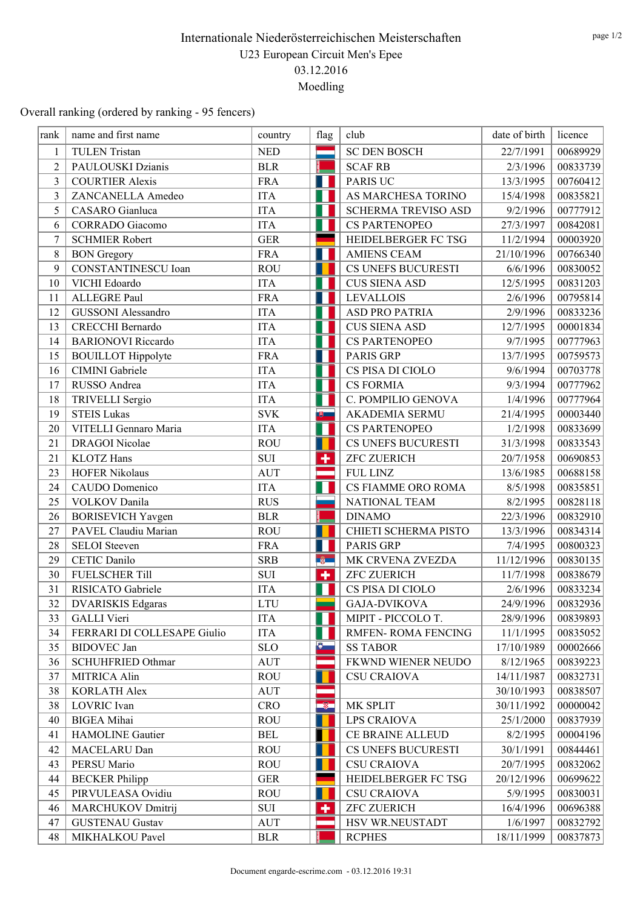# Internationale Niederösterreichischen Meisterschaften

U23 European Circuit Men's Epee

03.12.2016

Moedling

Overall ranking (ordered by ranking - 95 fencers)

| rank | name and first name | country | flag | club | date of birth | licence |
|---|---|---|---|---|---|---|
| 1 | TULEN Tristan | NED | | SC DEN BOSCH | 22/7/1991 | 00689929 |
| 2 | PAULOUSKI Dzianis | BLR | | SCAF RB | 2/3/1996 | 00833739 |
| 3 | COURTIER Alexis | FRA | | PARIS UC | 13/3/1995 | 00760412 |
| 3 | ZANCANELLA Amedeo | ITA | | AS MARCHESA TORINO | 15/4/1998 | 00835821 |
| 5 | CASARO Gianluca | ITA | | SCHERMA TREVISO ASD | 9/2/1996 | 00777912 |
| 6 | CORRADO Giacomo | ITA | | CS PARTENOPEO | 27/3/1997 | 00842081 |
| 7 | SCHMIER Robert | GER | | HEIDELBERGER FC TSG | 11/2/1994 | 00003920 |
| 8 | BON Gregory | FRA | | AMIENS CEAM | 21/10/1996 | 00766340 |
| 9 | CONSTANTINESCU Ioan | ROU | | CS UNEFS BUCURESTI | 6/6/1996 | 00830052 |
| 10 | VICHI Edoardo | ITA | | CUS SIENA ASD | 12/5/1995 | 00831203 |
| 11 | ALLEGRE Paul | FRA | | LEVALLOIS | 2/6/1996 | 00795814 |
| 12 | GUSSONI Alessandro | ITA | | ASD PRO PATRIA | 2/9/1996 | 00833236 |
| 13 | CRECCHI Bernardo | ITA | | CUS SIENA ASD | 12/7/1995 | 00001834 |
| 14 | BARIONOVI Riccardo | ITA | | CS PARTENOPEO | 9/7/1995 | 00777963 |
| 15 | BOUILLOT Hippolyte | FRA | | PARIS GRP | 13/7/1995 | 00759573 |
| 16 | CIMINI Gabriele | ITA | | CS PISA DI CIOLO | 9/6/1994 | 00703778 |
| 17 | RUSSO Andrea | ITA | | CS FORMIA | 9/3/1994 | 00777962 |
| 18 | TRIVELLI Sergio | ITA | | C. POMPILIO GENOVA | 1/4/1996 | 00777964 |
| 19 | STEIS Lukas | SVK | | AKADEMIA SERMU | 21/4/1995 | 00003440 |
| 20 | VITELLI Gennaro Maria | ITA | | CS PARTENOPEO | 1/2/1998 | 00833699 |
| 21 | DRAGOI Nicolae | ROU | | CS UNEFS BUCURESTI | 31/3/1998 | 00833543 |
| 21 | KLOTZ Hans | SUI | | ZFC ZUERICH | 20/7/1958 | 00690853 |
| 23 | HOFER Nikolaus | AUT | | FUL LINZ | 13/6/1985 | 00688158 |
| 24 | CAUDO Domenico | ITA | | CS FIAMME ORO ROMA | 8/5/1998 | 00835851 |
| 25 | VOLKOV Danila | RUS | | NATIONAL TEAM | 8/2/1995 | 00828118 |
| 26 | BORISEVICH Yavgen | BLR | | DINAMO | 22/3/1996 | 00832910 |
| 27 | PAVEL Claudiu Marian | ROU | | CHIETI SCHERMA PISTO | 13/3/1996 | 00834314 |
| 28 | SELOI Steeven | FRA | | PARIS GRP | 7/4/1995 | 00800323 |
| 29 | CETIC Danilo | SRB | | MK CRVENA ZVEZDA | 11/12/1996 | 00830135 |
| 30 | FUELSCHER Till | SUI | | ZFC ZUERICH | 11/7/1998 | 00838679 |
| 31 | RISICATO Gabriele | ITA | | CS PISA DI CIOLO | 2/6/1996 | 00833234 |
| 32 | DVARISKIS Edgaras | LTU | | GAJA-DVIKOVA | 24/9/1996 | 00832936 |
| 33 | GALLI Vieri | ITA | | MIPIT - PICCOLO T. | 28/9/1996 | 00839893 |
| 34 | FERRARI DI COLLESAPE Giulio | ITA | | RMFEN- ROMA FENCING | 11/1/1995 | 00835052 |
| 35 | BIDOVEC Jan | SLO | | SS TABOR | 17/10/1989 | 00002666 |
| 36 | SCHUHFRIED Othmar | AUT | | FKWND WIENER NEUDO | 8/12/1965 | 00839223 |
| 37 | MITRICA Alin | ROU | | CSU CRAIOVA | 14/11/1987 | 00832731 |
| 38 | KORLATH Alex | AUT | | | 30/10/1993 | 00838507 |
| 38 | LOVRIC Ivan | CRO | | MK SPLIT | 30/11/1992 | 00000042 |
| 40 | BIGEA Mihai | ROU | | LPS CRAIOVA | 25/1/2000 | 00837939 |
| 41 | HAMOLINE Gautier | BEL | | CE BRAINE ALLEUD | 8/2/1995 | 00004196 |
| 42 | MACELARU Dan | ROU | | CS UNEFS BUCURESTI | 30/1/1991 | 00844461 |
| 43 | PERSU Mario | ROU | | CSU CRAIOVA | 20/7/1995 | 00832062 |
| 44 | BECKER Philipp | GER | | HEIDELBERGER FC TSG | 20/12/1996 | 00699622 |
| 45 | PIRVULEASA Ovidiu | ROU | | CSU CRAIOVA | 5/9/1995 | 00830031 |
| 46 | MARCHUKOV Dmitrij | SUI | | ZFC ZUERICH | 16/4/1996 | 00696388 |
| 47 | GUSTENAU Gustav | AUT | | HSV WR.NEUSTADT | 1/6/1997 | 00832792 |
| 48 | MIKHALKOU Pavel | BLR | | RCPHES | 18/11/1999 | 00837873 |

Document engarde-escrime.com - 03.12.2016 19:31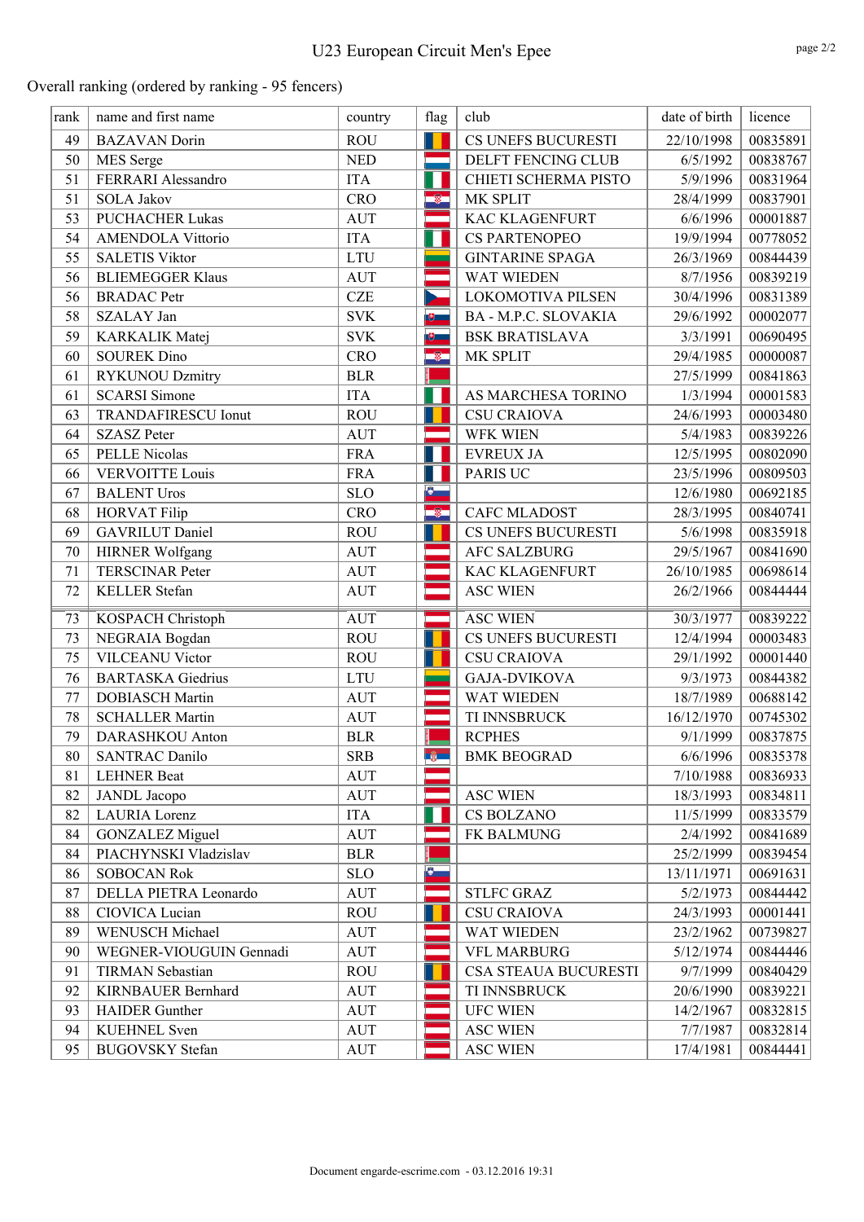# U23 European Circuit Men's Epee

Overall ranking (ordered by ranking - 95 fencers)

| rank | name and first name | country | flag | club | date of birth | licence |
|---|---|---|---|---|---|---|
| 49 | BAZAVAN Dorin | ROU | | CS UNEFS BUCURESTI | 22/10/1998 | 00835891 |
| 50 | MES Serge | NED | | DELFT FENCING CLUB | 6/5/1992 | 00838767 |
| 51 | FERRARI Alessandro | ITA | | CHIETI SCHERMA PISTO | 5/9/1996 | 00831964 |
| 51 | SOLA Jakov | CRO | | MK SPLIT | 28/4/1999 | 00837901 |
| 53 | PUCHACHER Lukas | AUT | | KAC KLAGENFURT | 6/6/1996 | 00001887 |
| 54 | AMENDOLA Vittorio | ITA | | CS PARTENOPEO | 19/9/1994 | 00778052 |
| 55 | SALETIS Viktor | LTU | | GINTARINE SPAGA | 26/3/1969 | 00844439 |
| 56 | BLIEMEGGER Klaus | AUT | | WAT WIEDEN | 8/7/1956 | 00839219 |
| 56 | BRADAC Petr | CZE | | LOKOMOTIVA PILSEN | 30/4/1996 | 00831389 |
| 58 | SZALAY Jan | SVK | | BA - M.P.C. SLOVAKIA | 29/6/1992 | 00002077 |
| 59 | KARKALIK Matej | SVK | | BSK BRATISLAVA | 3/3/1991 | 00690495 |
| 60 | SOUREK Dino | CRO | | MK SPLIT | 29/4/1985 | 00000087 |
| 61 | RYKUNOU Dzmitry | BLR | | | 27/5/1999 | 00841863 |
| 61 | SCARSI Simone | ITA | | AS MARCHESA TORINO | 1/3/1994 | 00001583 |
| 63 | TRANDAFIRESCU Ionut | ROU | | CSU CRAIOVA | 24/6/1993 | 00003480 |
| 64 | SZASZ Peter | AUT | | WFK WIEN | 5/4/1983 | 00839226 |
| 65 | PELLE Nicolas | FRA | | EVREUX JA | 12/5/1995 | 00802090 |
| 66 | VERVOITTE Louis | FRA | | PARIS UC | 23/5/1996 | 00809503 |
| 67 | BALENT Uros | SLO | | | 12/6/1980 | 00692185 |
| 68 | HORVAT Filip | CRO | | CAFC MLADOST | 28/3/1995 | 00840741 |
| 69 | GAVRILUT Daniel | ROU | | CS UNEFS BUCURESTI | 5/6/1998 | 00835918 |
| 70 | HIRNER Wolfgang | AUT | | AFC SALZBURG | 29/5/1967 | 00841690 |
| 71 | TERSCINAR Peter | AUT | | KAC KLAGENFURT | 26/10/1985 | 00698614 |
| 72 | KELLER Stefan | AUT | | ASC WIEN | 26/2/1966 | 00844444 |
| 73 | KOSPACH Christoph | AUT | | ASC WIEN | 30/3/1977 | 00839222 |
| 73 | NEGRAIA Bogdan | ROU | | CS UNEFS BUCURESTI | 12/4/1994 | 00003483 |
| 75 | VILCEANU Victor | ROU | | CSU CRAIOVA | 29/1/1992 | 00001440 |
| 76 | BARTASKA Giedrius | LTU | | GAJA-DVIKOVA | 9/3/1973 | 00844382 |
| 77 | DOBIASCH Martin | AUT | | WAT WIEDEN | 18/7/1989 | 00688142 |
| 78 | SCHALLER Martin | AUT | | TI INNSBRUCK | 16/12/1970 | 00745302 |
| 79 | DARASHKOU Anton | BLR | | RCPHES | 9/1/1999 | 00837875 |
| 80 | SANTRAC Danilo | SRB | | BMK BEOGRAD | 6/6/1996 | 00835378 |
| 81 | LEHNER Beat | AUT | | | 7/10/1988 | 00836933 |
| 82 | JANDL Jacopo | AUT | | ASC WIEN | 18/3/1993 | 00834811 |
| 82 | LAURIA Lorenz | ITA | | CS BOLZANO | 11/5/1999 | 00833579 |
| 84 | GONZALEZ Miguel | AUT | | FK BALMUNG | 2/4/1992 | 00841689 |
| 84 | PIACHYNSKI Vladzislav | BLR | | | 25/2/1999 | 00839454 |
| 86 | SOBOCAN Rok | SLO | | | 13/11/1971 | 00691631 |
| 87 | DELLA PIETRA Leonardo | AUT | | STLFC GRAZ | 5/2/1973 | 00844442 |
| 88 | CIOVICA Lucian | ROU | | CSU CRAIOVA | 24/3/1993 | 00001441 |
| 89 | WENUSCH Michael | AUT | | WAT WIEDEN | 23/2/1962 | 00739827 |
| 90 | WEGNER-VIOUGUIN Gennadi | AUT | | VFL MARBURG | 5/12/1974 | 00844446 |
| 91 | TIRMAN Sebastian | ROU | | CSA STEAUA BUCURESTI | 9/7/1999 | 00840429 |
| 92 | KIRNBAUER Bernhard | AUT | | TI INNSBRUCK | 20/6/1990 | 00839221 |
| 93 | HAIDER Gunther | AUT | | UFC WIEN | 14/2/1967 | 00832815 |
| 94 | KUEHNEL Sven | AUT | | ASC WIEN | 7/7/1987 | 00832814 |
| 95 | BUGOVSKY Stefan | AUT | | ASC WIEN | 17/4/1981 | 00844441 |

Document engarde-escrime.com - 03.12.2016 19:31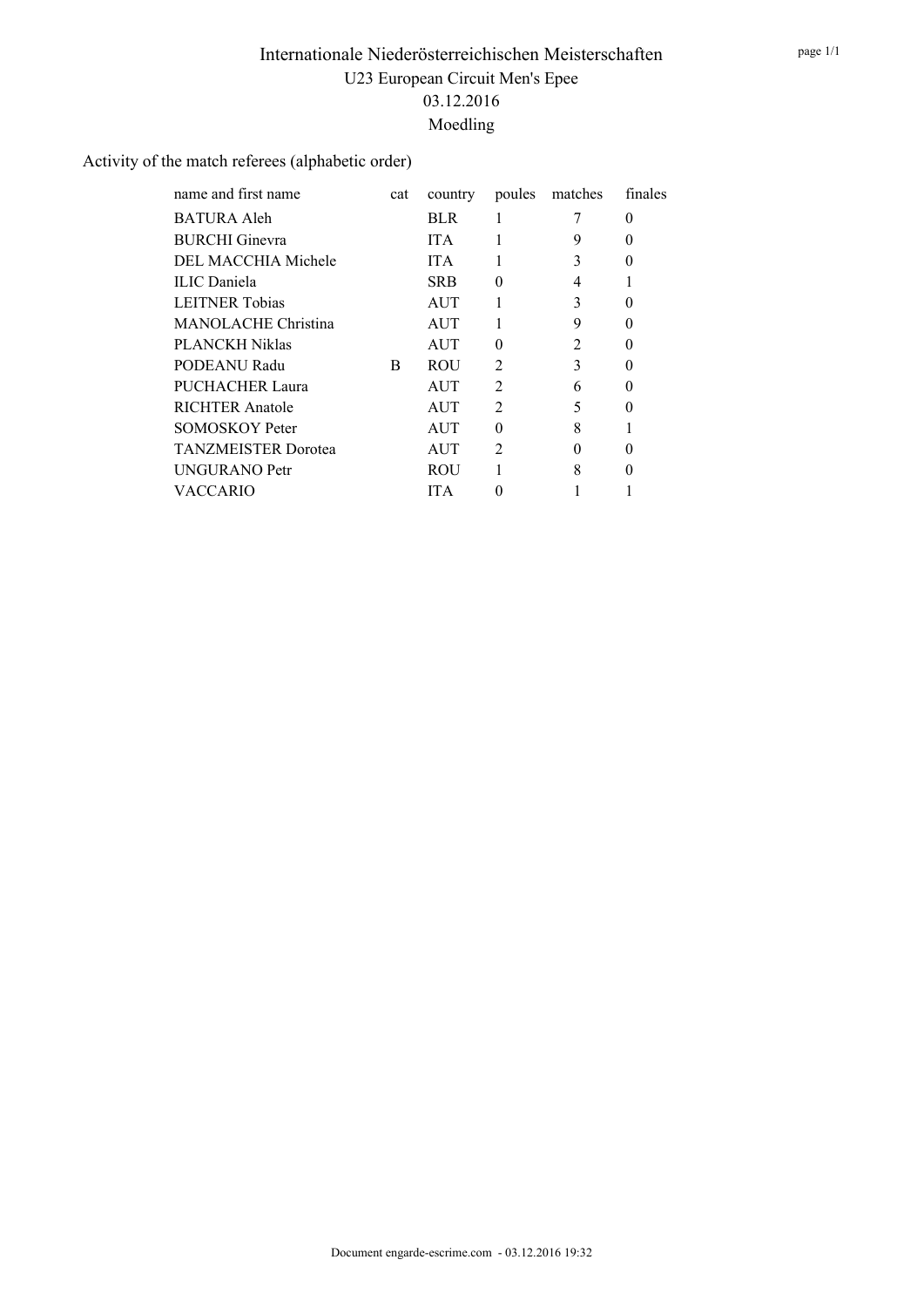# Internationale Niederösterreichischen Meisterschaften

U23 European Circuit Men's Epee

03.12.2016

Moedling

Activity of the match referees (alphabetic order)

| name and first name | cat | country | poules | matches | finales |
|---|---|---|---|---|---|
| BATURA Aleh | | BLR | 1 | 7 | 0 |
| BURCHI Ginevra | | ITA | 1 | 9 | 0 |
| DEL MACCHIA Michele | | ITA | 1 | 3 | 0 |
| ILIC Daniela | | SRB | 0 | 4 | 1 |
| LEITNER Tobias | | AUT | 1 | 3 | 0 |
| MANOLACHE Christina | | AUT | 1 | 9 | 0 |
| PLANCKH Niklas | | AUT | 0 | 2 | 0 |
| PODEANU Radu | B | ROU | 2 | 3 | 0 |
| PUCHACHER Laura | | AUT | 2 | 6 | 0 |
| RICHTER Anatole | | AUT | 2 | 5 | 0 |
| SOMOSKOY Peter | | AUT | 0 | 8 | 1 |
| TANZMEISTER Dorotea | | AUT | 2 | 0 | 0 |
| UNGURANO Petr | | ROU | 1 | 8 | 0 |
| VACCARIO | | ITA | 0 | 1 | 1 |

Document engarde-escrime.com - 03.12.2016 19:32